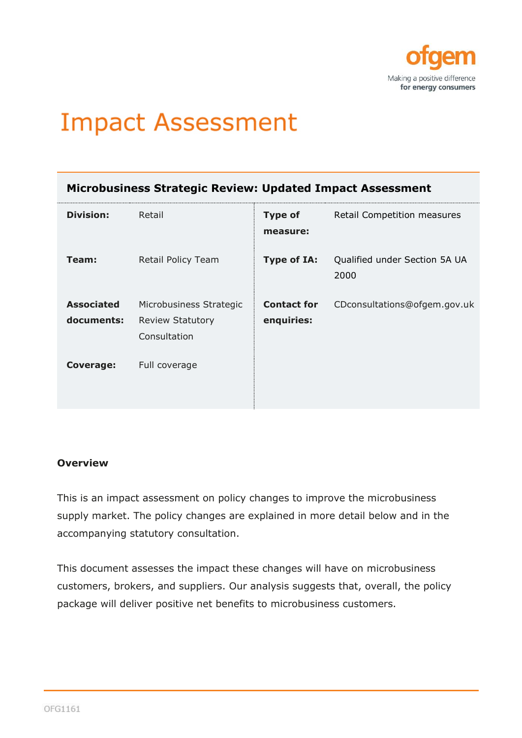ofgem

Making a positive difference
**for energy consumers**

# Impact Assessment

**Microbusiness Strategic Review: Updated Impact Assessment**

| | | | |
|---|---|---|---|
| **Division:** | Retail | **Type of measure:** | Retail Competition measures |
| **Team:** | Retail Policy Team | **Type of IA:** | Qualified under Section 5A UA 2000 |
| **Associated documents:** | Microbusiness Strategic Review Statutory Consultation | **Contact for enquiries:** | CDconsultations@ofgem.gov.uk |
| **Coverage:** | Full coverage | | |

**Overview**

This is an impact assessment on policy changes to improve the microbusiness supply market. The policy changes are explained in more detail below and in the accompanying statutory consultation.

This document assesses the impact these changes will have on microbusiness customers, brokers, and suppliers. Our analysis suggests that, overall, the policy package will deliver positive net benefits to microbusiness customers.

OFG1161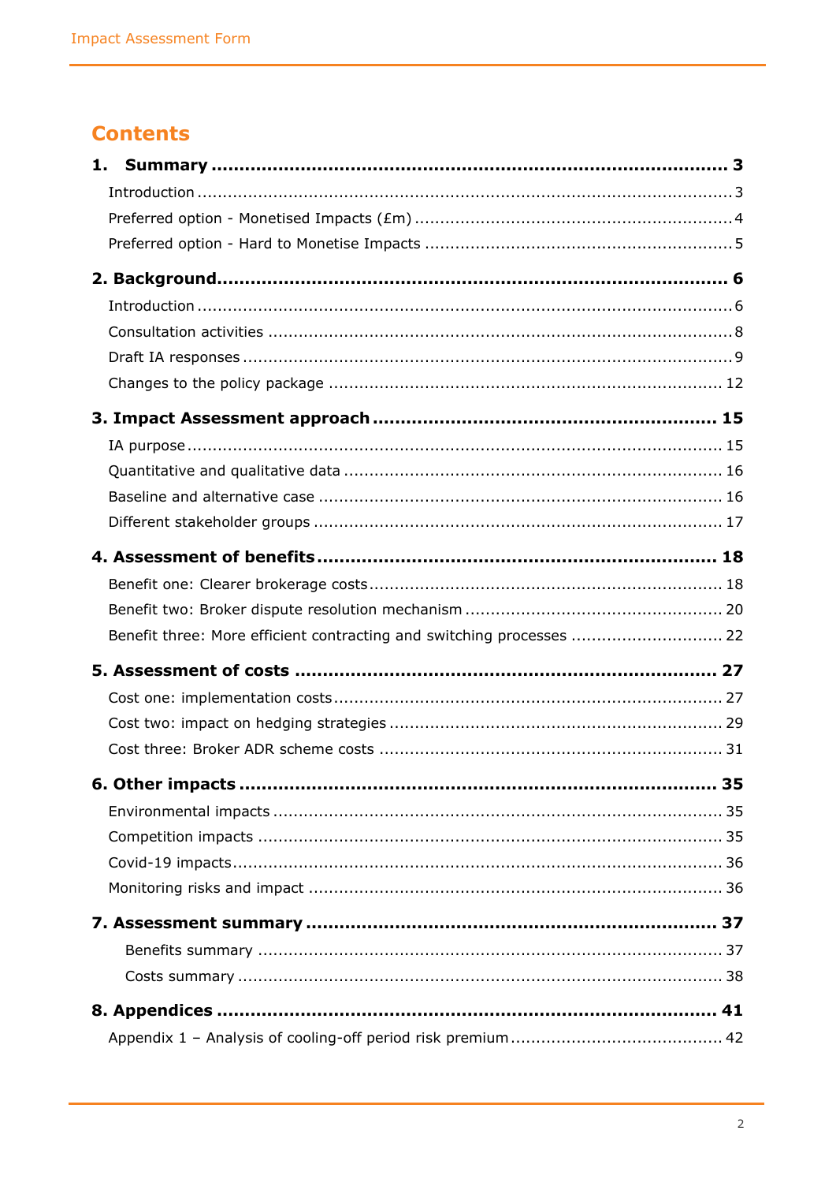# Contents

**1. Summary** ..... **3**

Introduction ..... 3

Preferred option - Monetised Impacts (£m) ..... 4

Preferred option - Hard to Monetise Impacts ..... 5

**2. Background** ..... **6**

Introduction ..... 6

Consultation activities ..... 8

Draft IA responses ..... 9

Changes to the policy package ..... 12

**3. Impact Assessment approach** ..... **15**

IA purpose ..... 15

Quantitative and qualitative data ..... 16

Baseline and alternative case ..... 16

Different stakeholder groups ..... 17

**4. Assessment of benefits** ..... **18**

Benefit one: Clearer brokerage costs ..... 18

Benefit two: Broker dispute resolution mechanism ..... 20

Benefit three: More efficient contracting and switching processes ..... 22

**5. Assessment of costs** ..... **27**

Cost one: implementation costs ..... 27

Cost two: impact on hedging strategies ..... 29

Cost three: Broker ADR scheme costs ..... 31

**6. Other impacts** ..... **35**

Environmental impacts ..... 35

Competition impacts ..... 35

Covid-19 impacts ..... 36

Monitoring risks and impact ..... 36

**7. Assessment summary** ..... **37**

Benefits summary ..... 37

Costs summary ..... 38

**8. Appendices** ..... **41**

Appendix 1 – Analysis of cooling-off period risk premium ..... 42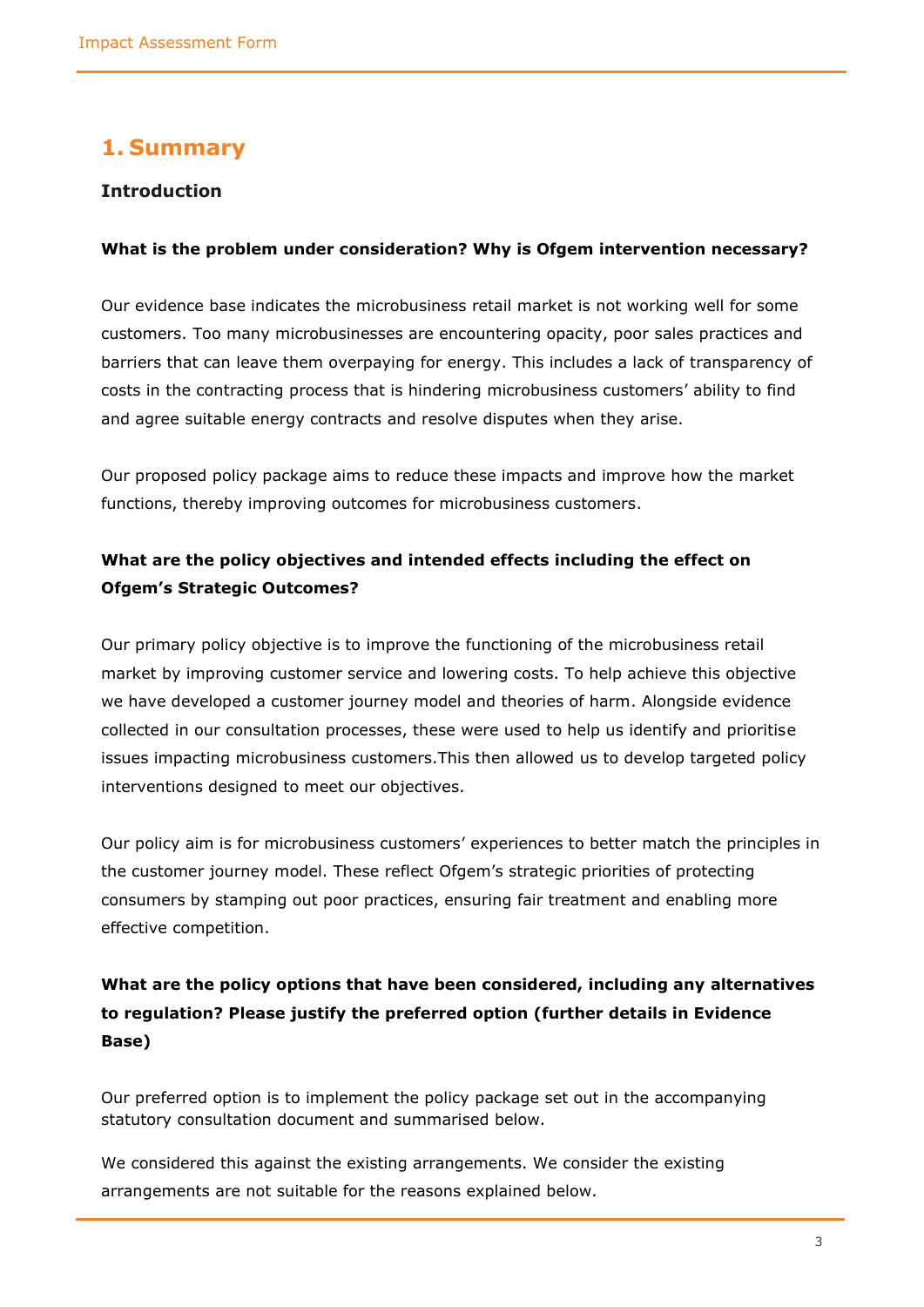## 1. Summary

### Introduction

**What is the problem under consideration? Why is Ofgem intervention necessary?**

Our evidence base indicates the microbusiness retail market is not working well for some customers. Too many microbusinesses are encountering opacity, poor sales practices and barriers that can leave them overpaying for energy. This includes a lack of transparency of costs in the contracting process that is hindering microbusiness customers' ability to find and agree suitable energy contracts and resolve disputes when they arise.

Our proposed policy package aims to reduce these impacts and improve how the market functions, thereby improving outcomes for microbusiness customers.

**What are the policy objectives and intended effects including the effect on Ofgem's Strategic Outcomes?**

Our primary policy objective is to improve the functioning of the microbusiness retail market by improving customer service and lowering costs. To help achieve this objective we have developed a customer journey model and theories of harm. Alongside evidence collected in our consultation processes, these were used to help us identify and prioritise issues impacting microbusiness customers.This then allowed us to develop targeted policy interventions designed to meet our objectives.

Our policy aim is for microbusiness customers' experiences to better match the principles in the customer journey model. These reflect Ofgem's strategic priorities of protecting consumers by stamping out poor practices, ensuring fair treatment and enabling more effective competition.

**What are the policy options that have been considered, including any alternatives to regulation? Please justify the preferred option (further details in Evidence Base)**

Our preferred option is to implement the policy package set out in the accompanying statutory consultation document and summarised below.

We considered this against the existing arrangements. We consider the existing arrangements are not suitable for the reasons explained below.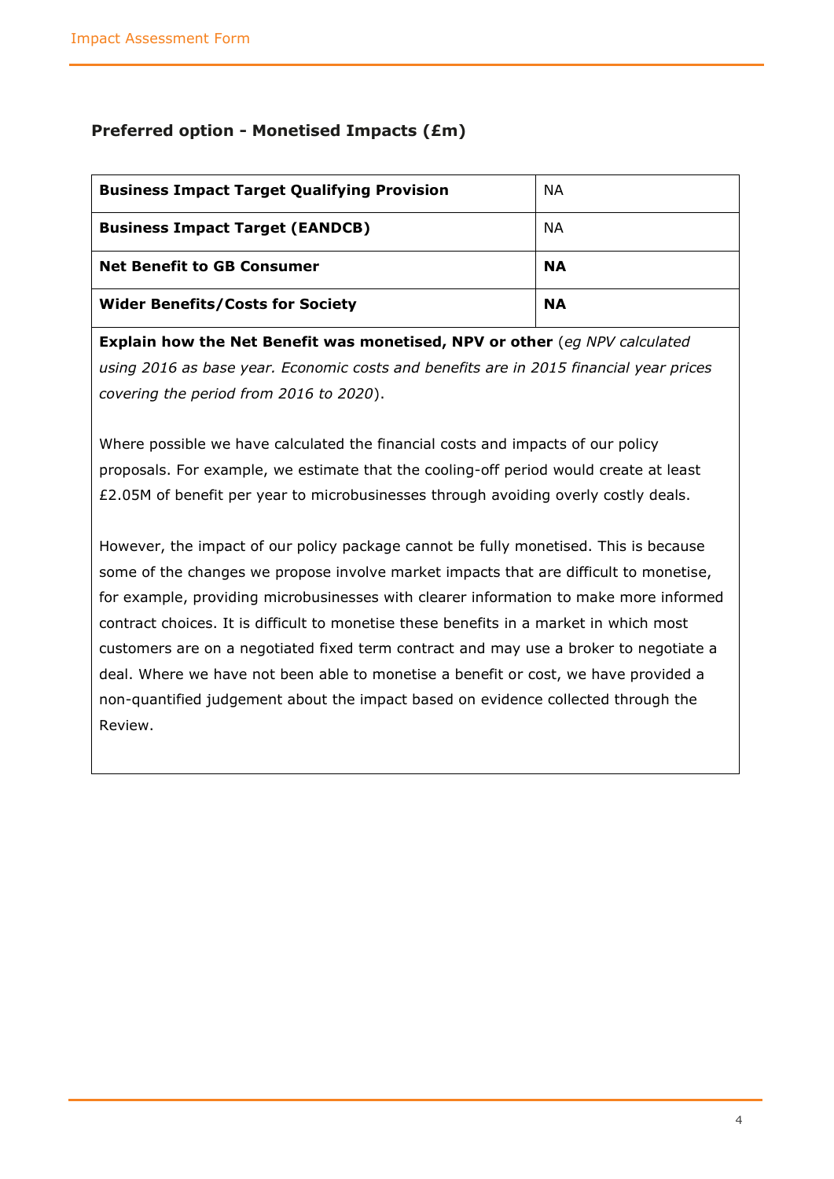### Preferred option - Monetised Impacts (£m)

| | |
|---|---|
| **Business Impact Target Qualifying Provision** | NA |
| **Business Impact Target (EANDCB)** | NA |
| **Net Benefit to GB Consumer** | **NA** |
| **Wider Benefits/Costs for Society** | **NA** |

**Explain how the Net Benefit was monetised, NPV or other** (*eg NPV calculated using 2016 as base year. Economic costs and benefits are in 2015 financial year prices covering the period from 2016 to 2020*).

Where possible we have calculated the financial costs and impacts of our policy proposals. For example, we estimate that the cooling-off period would create at least £2.05M of benefit per year to microbusinesses through avoiding overly costly deals.

However, the impact of our policy package cannot be fully monetised. This is because some of the changes we propose involve market impacts that are difficult to monetise, for example, providing microbusinesses with clearer information to make more informed contract choices. It is difficult to monetise these benefits in a market in which most customers are on a negotiated fixed term contract and may use a broker to negotiate a deal. Where we have not been able to monetise a benefit or cost, we have provided a non-quantified judgement about the impact based on evidence collected through the Review.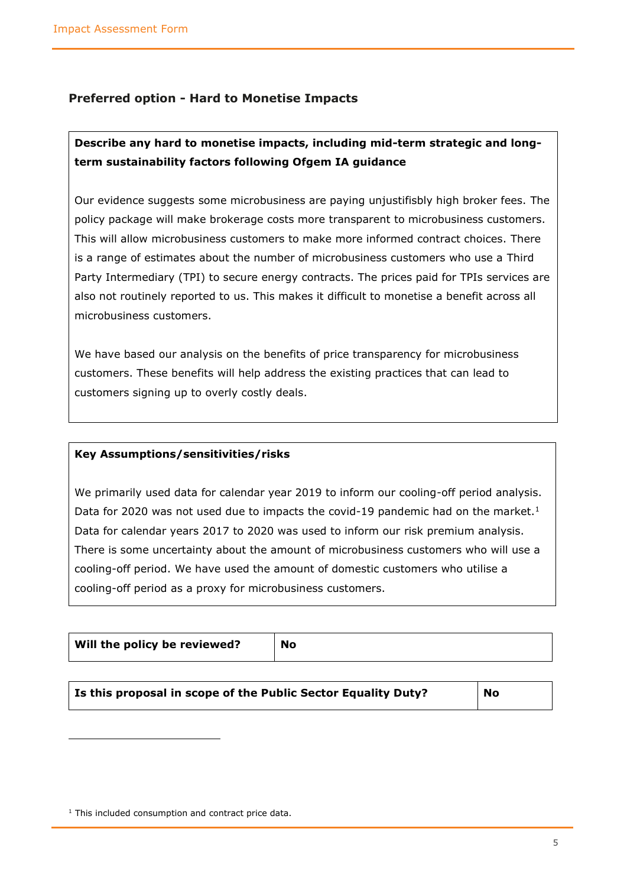## Preferred option - Hard to Monetise Impacts

**Describe any hard to monetise impacts, including mid-term strategic and long-term sustainability factors following Ofgem IA guidance**

Our evidence suggests some microbusiness are paying unjustifisbly high broker fees. The policy package will make brokerage costs more transparent to microbusiness customers. This will allow microbusiness customers to make more informed contract choices. There is a range of estimates about the number of microbusiness customers who use a Third Party Intermediary (TPI) to secure energy contracts. The prices paid for TPIs services are also not routinely reported to us. This makes it difficult to monetise a benefit across all microbusiness customers.

We have based our analysis on the benefits of price transparency for microbusiness customers. These benefits will help address the existing practices that can lead to customers signing up to overly costly deals.

**Key Assumptions/sensitivities/risks**

We primarily used data for calendar year 2019 to inform our cooling-off period analysis. Data for 2020 was not used due to impacts the covid-19 pandemic had on the market.[1] Data for calendar years 2017 to 2020 was used to inform our risk premium analysis. There is some uncertainty about the amount of microbusiness customers who will use a cooling-off period. We have used the amount of domestic customers who utilise a cooling-off period as a proxy for microbusiness customers.

| **Will the policy be reviewed?** | **No** |
|---|---|

| **Is this proposal in scope of the Public Sector Equality Duty?** | **No** |
|---|---|

[1] This included consumption and contract price data.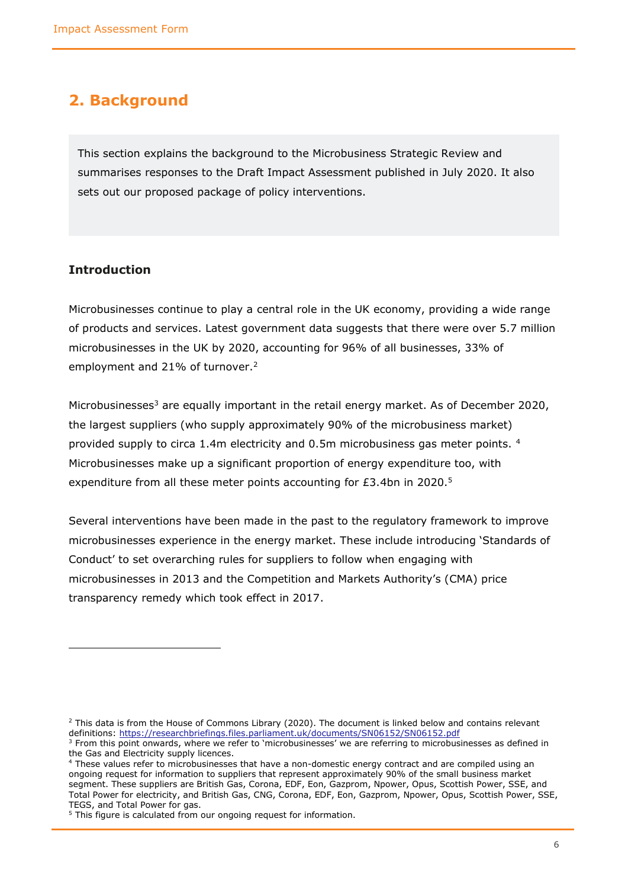## 2. Background

This section explains the background to the Microbusiness Strategic Review and summarises responses to the Draft Impact Assessment published in July 2020. It also sets out our proposed package of policy interventions.

### Introduction

Microbusinesses continue to play a central role in the UK economy, providing a wide range of products and services. Latest government data suggests that there were over 5.7 million microbusinesses in the UK by 2020, accounting for 96% of all businesses, 33% of employment and 21% of turnover.[2]

Microbusinesses[3] are equally important in the retail energy market. As of December 2020, the largest suppliers (who supply approximately 90% of the microbusiness market) provided supply to circa 1.4m electricity and 0.5m microbusiness gas meter points. [4] Microbusinesses make up a significant proportion of energy expenditure too, with expenditure from all these meter points accounting for £3.4bn in 2020.[5]

Several interventions have been made in the past to the regulatory framework to improve microbusinesses experience in the energy market. These include introducing 'Standards of Conduct' to set overarching rules for suppliers to follow when engaging with microbusinesses in 2013 and the Competition and Markets Authority's (CMA) price transparency remedy which took effect in 2017.

---

[2] This data is from the House of Commons Library (2020). The document is linked below and contains relevant definitions: https://researchbriefings.files.parliament.uk/documents/SN06152/SN06152.pdf

[3] From this point onwards, where we refer to 'microbusinesses' we are referring to microbusinesses as defined in the Gas and Electricity supply licences.

[4] These values refer to microbusinesses that have a non-domestic energy contract and are compiled using an ongoing request for information to suppliers that represent approximately 90% of the small business market segment. These suppliers are British Gas, Corona, EDF, Eon, Gazprom, Npower, Opus, Scottish Power, SSE, and Total Power for electricity, and British Gas, CNG, Corona, EDF, Eon, Gazprom, Npower, Opus, Scottish Power, SSE, TEGS, and Total Power for gas.

[5] This figure is calculated from our ongoing request for information.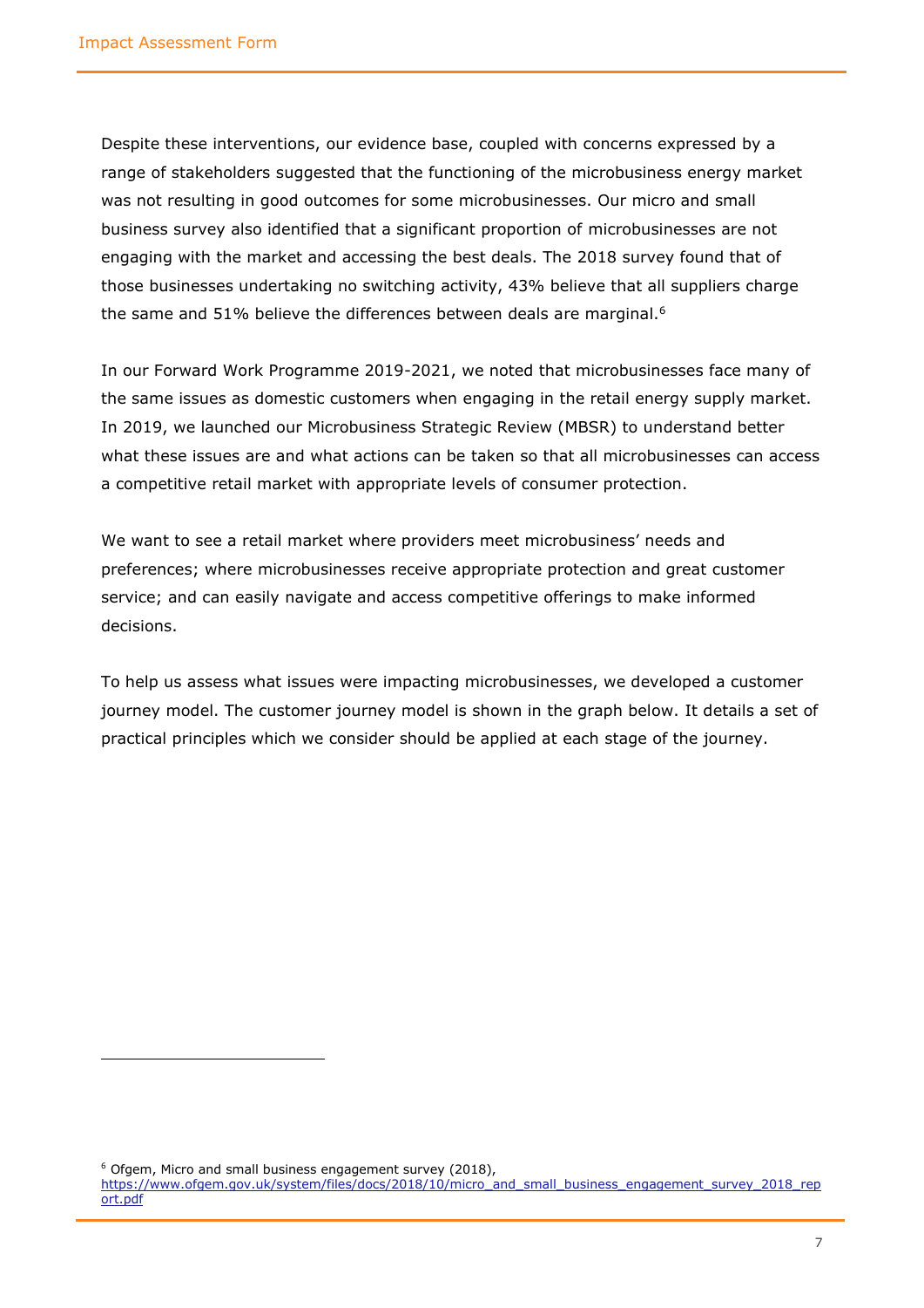Despite these interventions, our evidence base, coupled with concerns expressed by a range of stakeholders suggested that the functioning of the microbusiness energy market was not resulting in good outcomes for some microbusinesses. Our micro and small business survey also identified that a significant proportion of microbusinesses are not engaging with the market and accessing the best deals. The 2018 survey found that of those businesses undertaking no switching activity, 43% believe that all suppliers charge the same and 51% believe the differences between deals are marginal.[6]

In our Forward Work Programme 2019-2021, we noted that microbusinesses face many of the same issues as domestic customers when engaging in the retail energy supply market. In 2019, we launched our Microbusiness Strategic Review (MBSR) to understand better what these issues are and what actions can be taken so that all microbusinesses can access a competitive retail market with appropriate levels of consumer protection.

We want to see a retail market where providers meet microbusiness' needs and preferences; where microbusinesses receive appropriate protection and great customer service; and can easily navigate and access competitive offerings to make informed decisions.

To help us assess what issues were impacting microbusinesses, we developed a customer journey model. The customer journey model is shown in the graph below. It details a set of practical principles which we consider should be applied at each stage of the journey.

[6] Ofgem, Micro and small business engagement survey (2018), https://www.ofgem.gov.uk/system/files/docs/2018/10/micro_and_small_business_engagement_survey_2018_report.pdf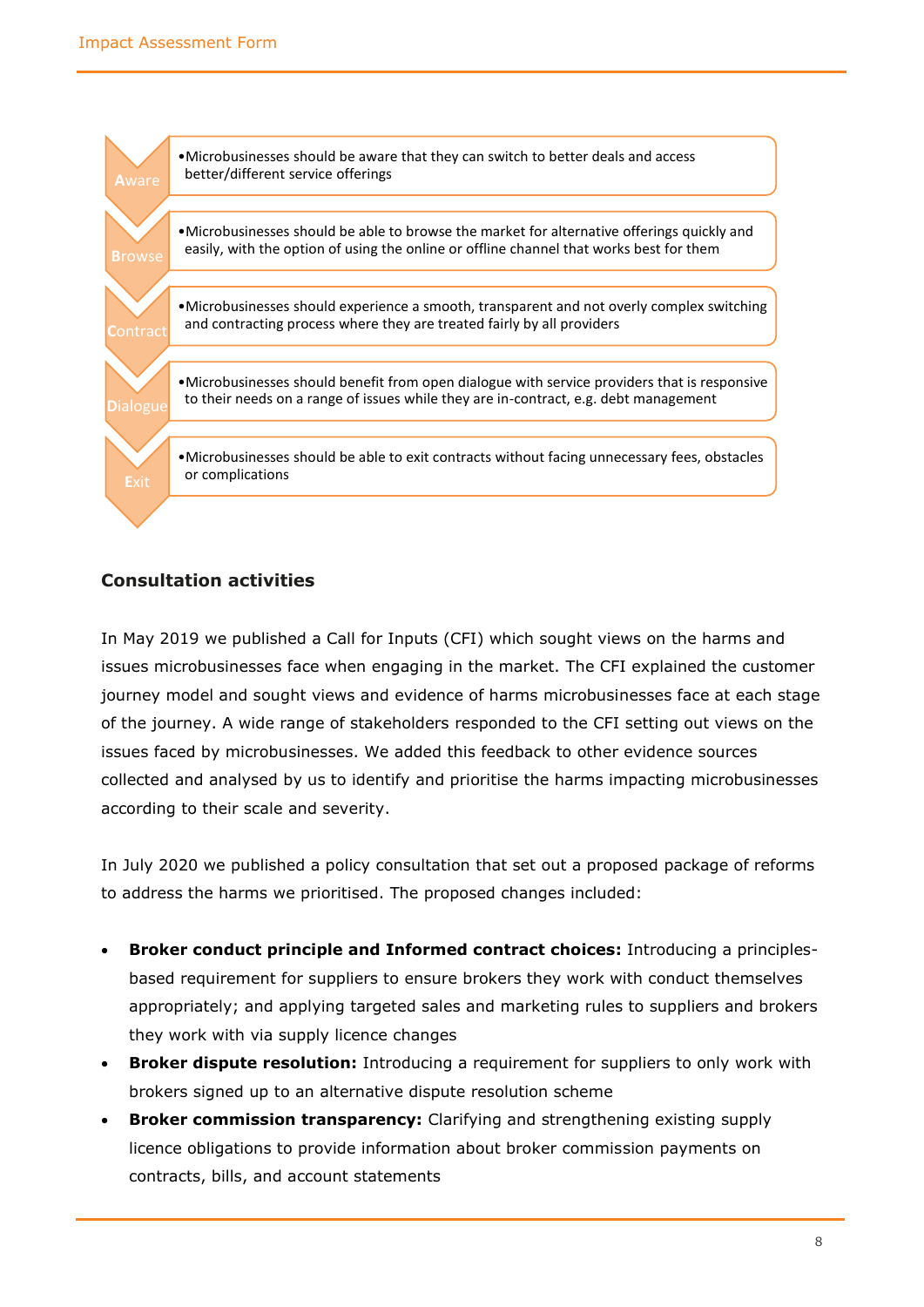| Stage | Description |
| --- | --- |
| Aware | Microbusinesses should be aware that they can switch to better deals and access better/different service offerings |
| Browse | Microbusinesses should be able to browse the market for alternative offerings quickly and easily, with the option of using the online or offline channel that works best for them |
| Contract | Microbusinesses should experience a smooth, transparent and not overly complex switching and contracting process where they are treated fairly by all providers |
| Dialogue | Microbusinesses should benefit from open dialogue with service providers that is responsive to their needs on a range of issues while they are in-contract, e.g. debt management |
| Exit | Microbusinesses should be able to exit contracts without facing unnecessary fees, obstacles or complications |

### Consultation activities

In May 2019 we published a Call for Inputs (CFI) which sought views on the harms and issues microbusinesses face when engaging in the market. The CFI explained the customer journey model and sought views and evidence of harms microbusinesses face at each stage of the journey. A wide range of stakeholders responded to the CFI setting out views on the issues faced by microbusinesses. We added this feedback to other evidence sources collected and analysed by us to identify and prioritise the harms impacting microbusinesses according to their scale and severity.

In July 2020 we published a policy consultation that set out a proposed package of reforms to address the harms we prioritised. The proposed changes included:

- **Broker conduct principle and Informed contract choices:** Introducing a principles-based requirement for suppliers to ensure brokers they work with conduct themselves appropriately; and applying targeted sales and marketing rules to suppliers and brokers they work with via supply licence changes
- **Broker dispute resolution:** Introducing a requirement for suppliers to only work with brokers signed up to an alternative dispute resolution scheme
- **Broker commission transparency:** Clarifying and strengthening existing supply licence obligations to provide information about broker commission payments on contracts, bills, and account statements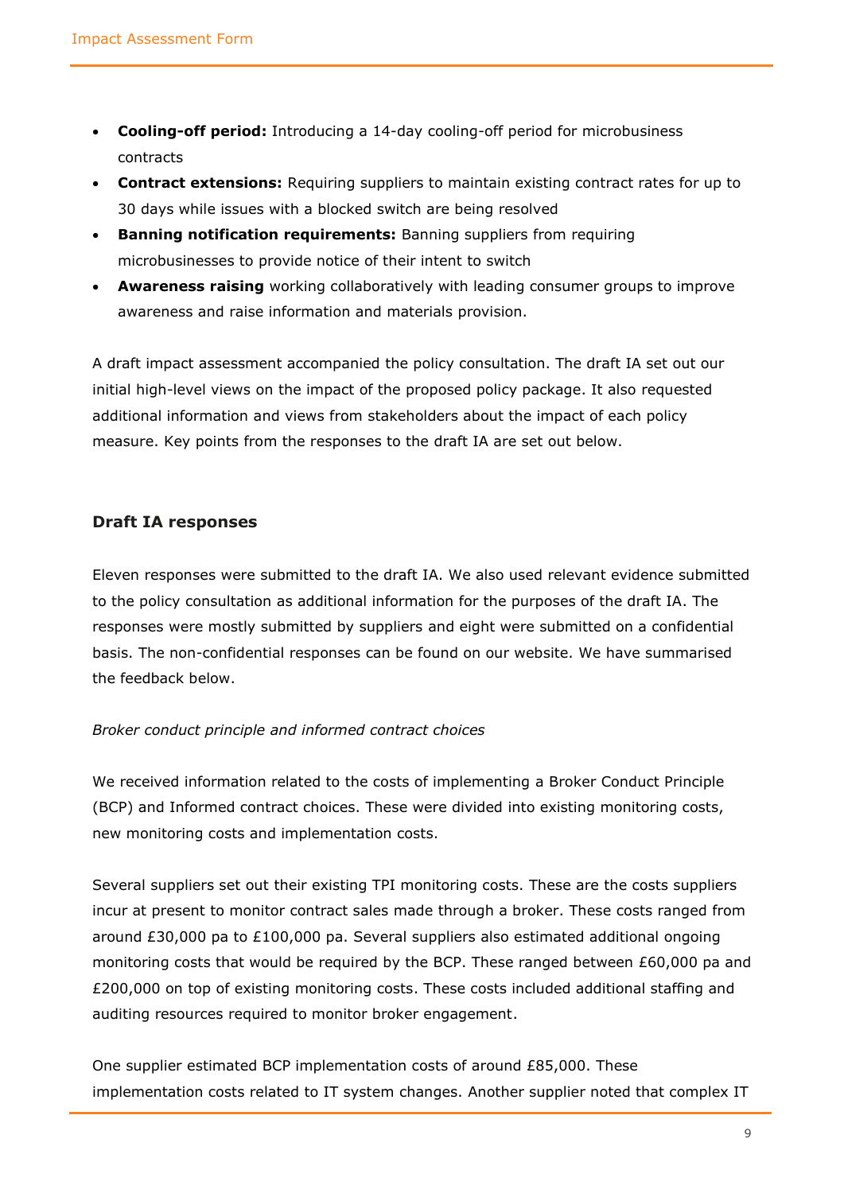- **Cooling-off period:** Introducing a 14-day cooling-off period for microbusiness contracts
- **Contract extensions:** Requiring suppliers to maintain existing contract rates for up to 30 days while issues with a blocked switch are being resolved
- **Banning notification requirements:** Banning suppliers from requiring microbusinesses to provide notice of their intent to switch
- **Awareness raising** working collaboratively with leading consumer groups to improve awareness and raise information and materials provision.

A draft impact assessment accompanied the policy consultation. The draft IA set out our initial high-level views on the impact of the proposed policy package. It also requested additional information and views from stakeholders about the impact of each policy measure. Key points from the responses to the draft IA are set out below.

### Draft IA responses

Eleven responses were submitted to the draft IA. We also used relevant evidence submitted to the policy consultation as additional information for the purposes of the draft IA. The responses were mostly submitted by suppliers and eight were submitted on a confidential basis. The non-confidential responses can be found on our website. We have summarised the feedback below.

*Broker conduct principle and informed contract choices*

We received information related to the costs of implementing a Broker Conduct Principle (BCP) and Informed contract choices. These were divided into existing monitoring costs, new monitoring costs and implementation costs.

Several suppliers set out their existing TPI monitoring costs. These are the costs suppliers incur at present to monitor contract sales made through a broker. These costs ranged from around £30,000 pa to £100,000 pa. Several suppliers also estimated additional ongoing monitoring costs that would be required by the BCP. These ranged between £60,000 pa and £200,000 on top of existing monitoring costs. These costs included additional staffing and auditing resources required to monitor broker engagement.

One supplier estimated BCP implementation costs of around £85,000. These implementation costs related to IT system changes. Another supplier noted that complex IT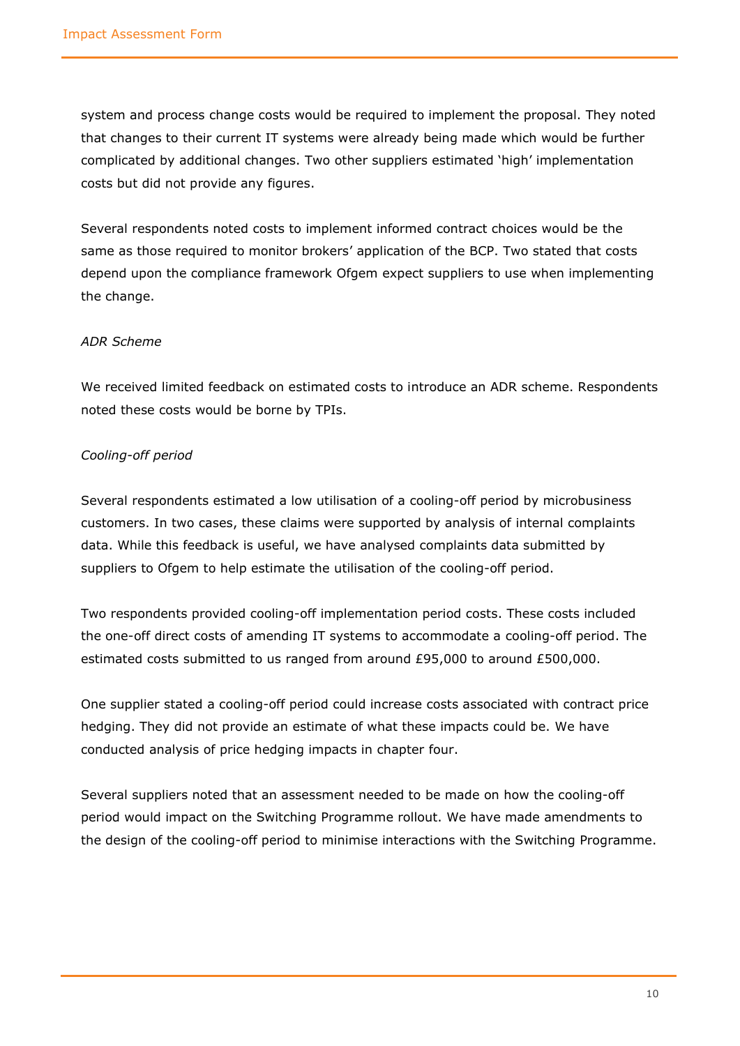system and process change costs would be required to implement the proposal. They noted that changes to their current IT systems were already being made which would be further complicated by additional changes. Two other suppliers estimated 'high' implementation costs but did not provide any figures.

Several respondents noted costs to implement informed contract choices would be the same as those required to monitor brokers' application of the BCP. Two stated that costs depend upon the compliance framework Ofgem expect suppliers to use when implementing the change.

*ADR Scheme*

We received limited feedback on estimated costs to introduce an ADR scheme. Respondents noted these costs would be borne by TPIs.

*Cooling-off period*

Several respondents estimated a low utilisation of a cooling-off period by microbusiness customers. In two cases, these claims were supported by analysis of internal complaints data. While this feedback is useful, we have analysed complaints data submitted by suppliers to Ofgem to help estimate the utilisation of the cooling-off period.

Two respondents provided cooling-off implementation period costs. These costs included the one-off direct costs of amending IT systems to accommodate a cooling-off period. The estimated costs submitted to us ranged from around £95,000 to around £500,000.

One supplier stated a cooling-off period could increase costs associated with contract price hedging. They did not provide an estimate of what these impacts could be. We have conducted analysis of price hedging impacts in chapter four.

Several suppliers noted that an assessment needed to be made on how the cooling-off period would impact on the Switching Programme rollout. We have made amendments to the design of the cooling-off period to minimise interactions with the Switching Programme.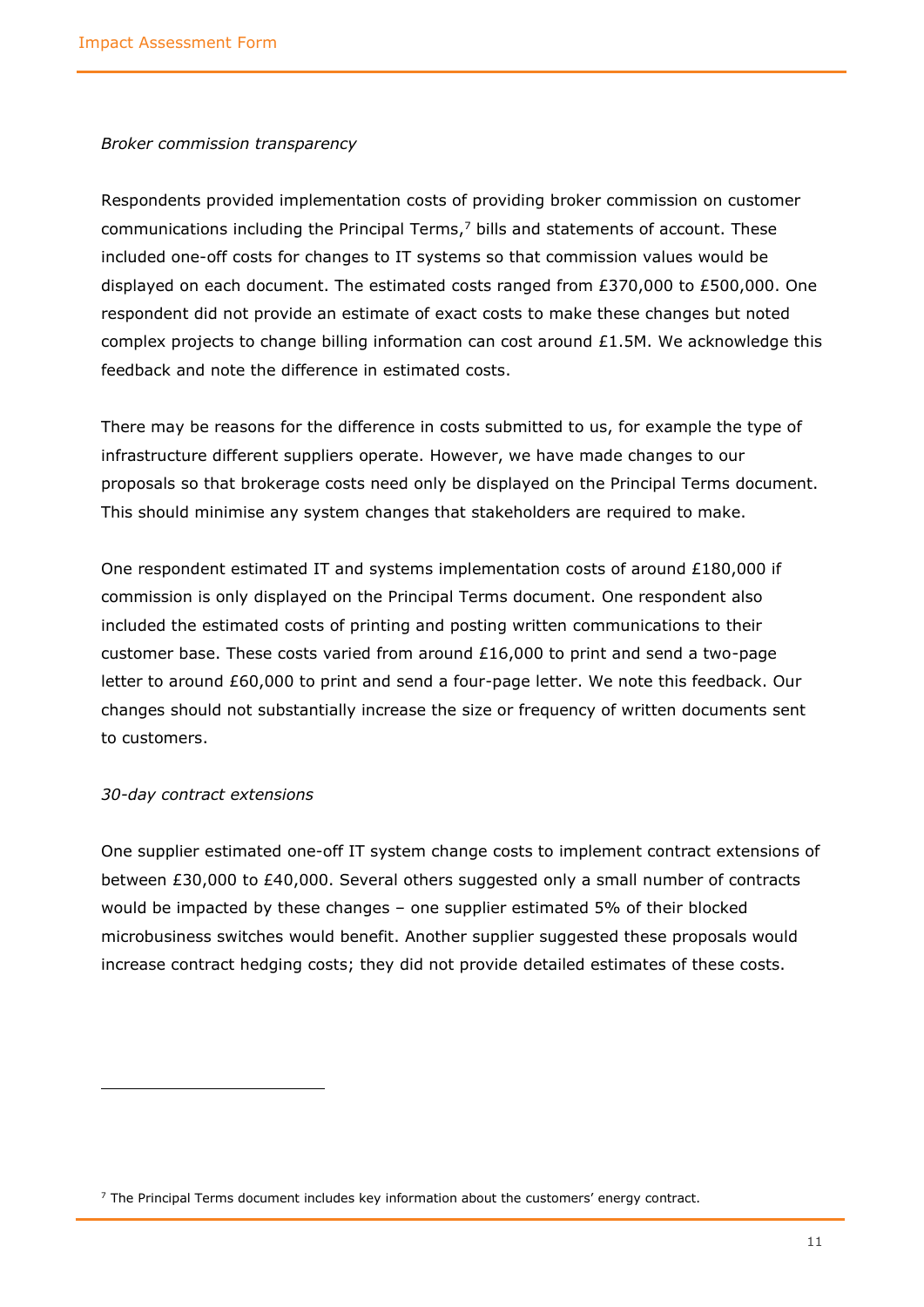*Broker commission transparency*

Respondents provided implementation costs of providing broker commission on customer communications including the Principal Terms,[7] bills and statements of account. These included one-off costs for changes to IT systems so that commission values would be displayed on each document. The estimated costs ranged from £370,000 to £500,000. One respondent did not provide an estimate of exact costs to make these changes but noted complex projects to change billing information can cost around £1.5M. We acknowledge this feedback and note the difference in estimated costs.

There may be reasons for the difference in costs submitted to us, for example the type of infrastructure different suppliers operate. However, we have made changes to our proposals so that brokerage costs need only be displayed on the Principal Terms document. This should minimise any system changes that stakeholders are required to make.

One respondent estimated IT and systems implementation costs of around £180,000 if commission is only displayed on the Principal Terms document. One respondent also included the estimated costs of printing and posting written communications to their customer base. These costs varied from around £16,000 to print and send a two-page letter to around £60,000 to print and send a four-page letter. We note this feedback. Our changes should not substantially increase the size or frequency of written documents sent to customers.

*30-day contract extensions*

One supplier estimated one-off IT system change costs to implement contract extensions of between £30,000 to £40,000. Several others suggested only a small number of contracts would be impacted by these changes – one supplier estimated 5% of their blocked microbusiness switches would benefit. Another supplier suggested these proposals would increase contract hedging costs; they did not provide detailed estimates of these costs.

---

[7] The Principal Terms document includes key information about the customers' energy contract.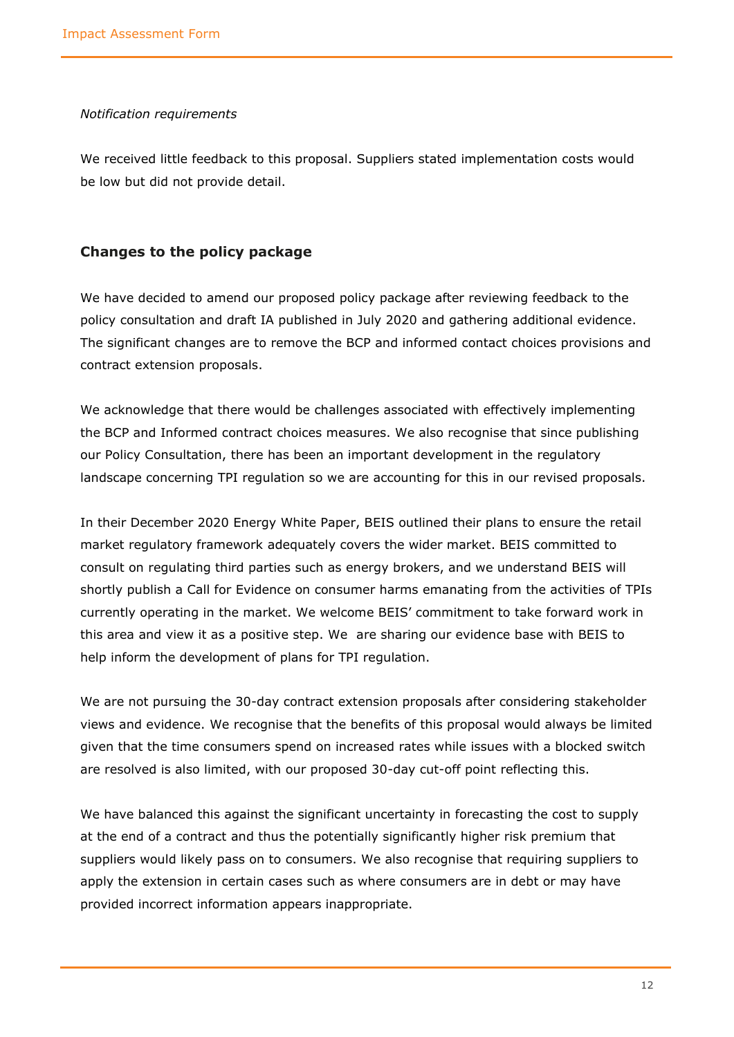*Notification requirements*

We received little feedback to this proposal. Suppliers stated implementation costs would be low but did not provide detail.

### Changes to the policy package

We have decided to amend our proposed policy package after reviewing feedback to the policy consultation and draft IA published in July 2020 and gathering additional evidence. The significant changes are to remove the BCP and informed contact choices provisions and contract extension proposals.

We acknowledge that there would be challenges associated with effectively implementing the BCP and Informed contract choices measures. We also recognise that since publishing our Policy Consultation, there has been an important development in the regulatory landscape concerning TPI regulation so we are accounting for this in our revised proposals.

In their December 2020 Energy White Paper, BEIS outlined their plans to ensure the retail market regulatory framework adequately covers the wider market. BEIS committed to consult on regulating third parties such as energy brokers, and we understand BEIS will shortly publish a Call for Evidence on consumer harms emanating from the activities of TPIs currently operating in the market. We welcome BEIS' commitment to take forward work in this area and view it as a positive step. We are sharing our evidence base with BEIS to help inform the development of plans for TPI regulation.

We are not pursuing the 30-day contract extension proposals after considering stakeholder views and evidence. We recognise that the benefits of this proposal would always be limited given that the time consumers spend on increased rates while issues with a blocked switch are resolved is also limited, with our proposed 30-day cut-off point reflecting this.

We have balanced this against the significant uncertainty in forecasting the cost to supply at the end of a contract and thus the potentially significantly higher risk premium that suppliers would likely pass on to consumers. We also recognise that requiring suppliers to apply the extension in certain cases such as where consumers are in debt or may have provided incorrect information appears inappropriate.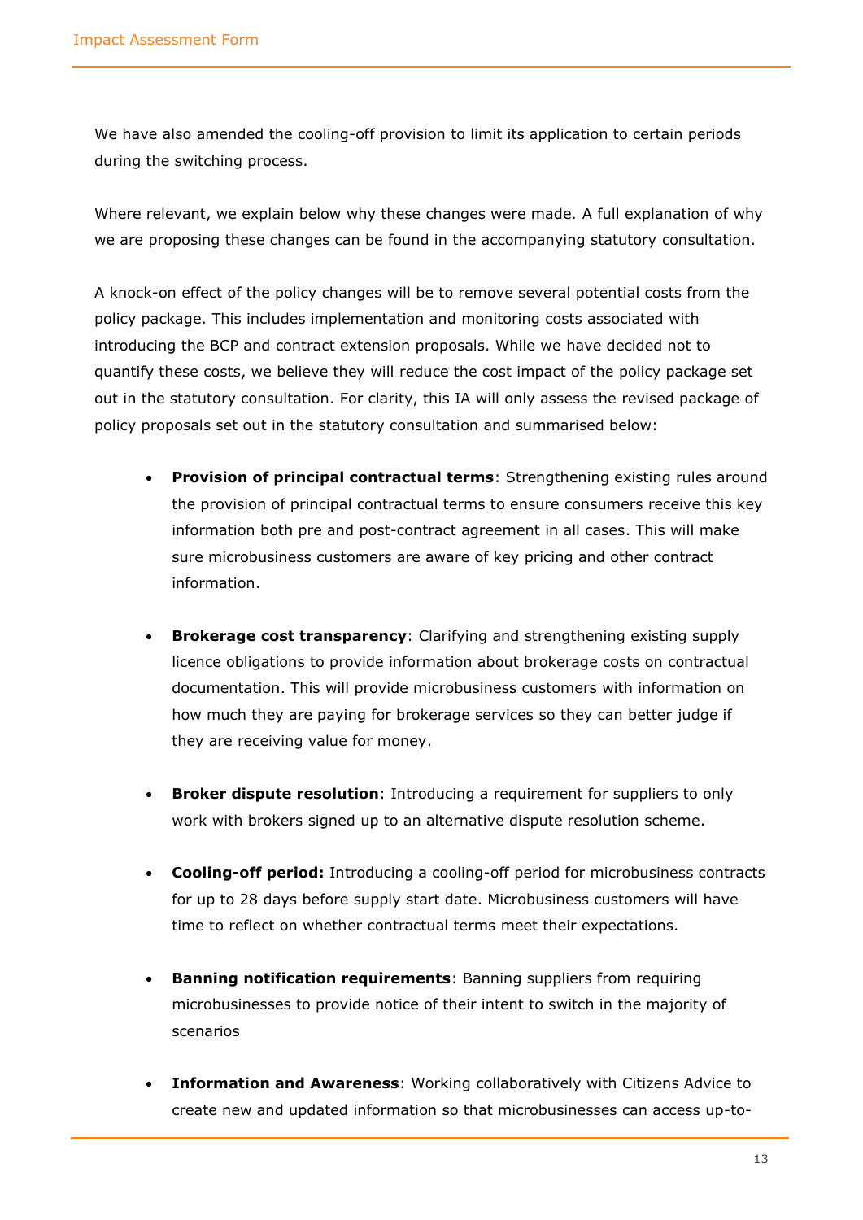We have also amended the cooling-off provision to limit its application to certain periods during the switching process.

Where relevant, we explain below why these changes were made. A full explanation of why we are proposing these changes can be found in the accompanying statutory consultation.

A knock-on effect of the policy changes will be to remove several potential costs from the policy package. This includes implementation and monitoring costs associated with introducing the BCP and contract extension proposals. While we have decided not to quantify these costs, we believe they will reduce the cost impact of the policy package set out in the statutory consultation. For clarity, this IA will only assess the revised package of policy proposals set out in the statutory consultation and summarised below:

- **Provision of principal contractual terms**: Strengthening existing rules around the provision of principal contractual terms to ensure consumers receive this key information both pre and post-contract agreement in all cases. This will make sure microbusiness customers are aware of key pricing and other contract information.

- **Brokerage cost transparency**: Clarifying and strengthening existing supply licence obligations to provide information about brokerage costs on contractual documentation. This will provide microbusiness customers with information on how much they are paying for brokerage services so they can better judge if they are receiving value for money.

- **Broker dispute resolution**: Introducing a requirement for suppliers to only work with brokers signed up to an alternative dispute resolution scheme.

- **Cooling-off period:** Introducing a cooling-off period for microbusiness contracts for up to 28 days before supply start date. Microbusiness customers will have time to reflect on whether contractual terms meet their expectations.

- **Banning notification requirements**: Banning suppliers from requiring microbusinesses to provide notice of their intent to switch in the majority of scenarios

- **Information and Awareness**: Working collaboratively with Citizens Advice to create new and updated information so that microbusinesses can access up-to-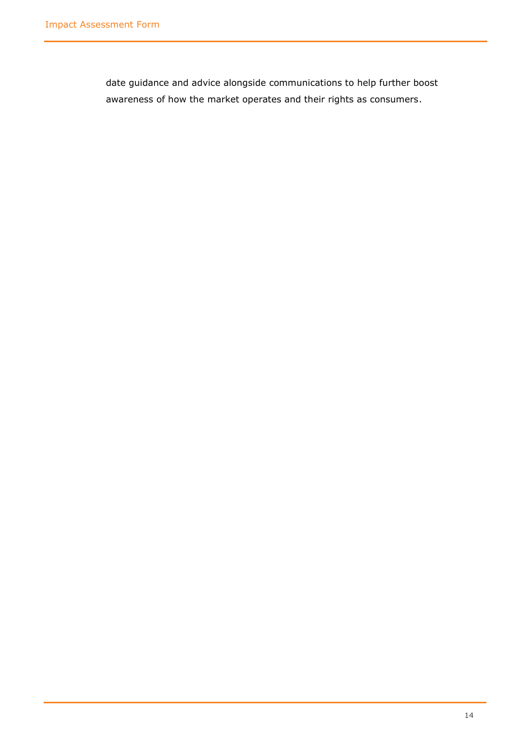date guidance and advice alongside communications to help further boost awareness of how the market operates and their rights as consumers.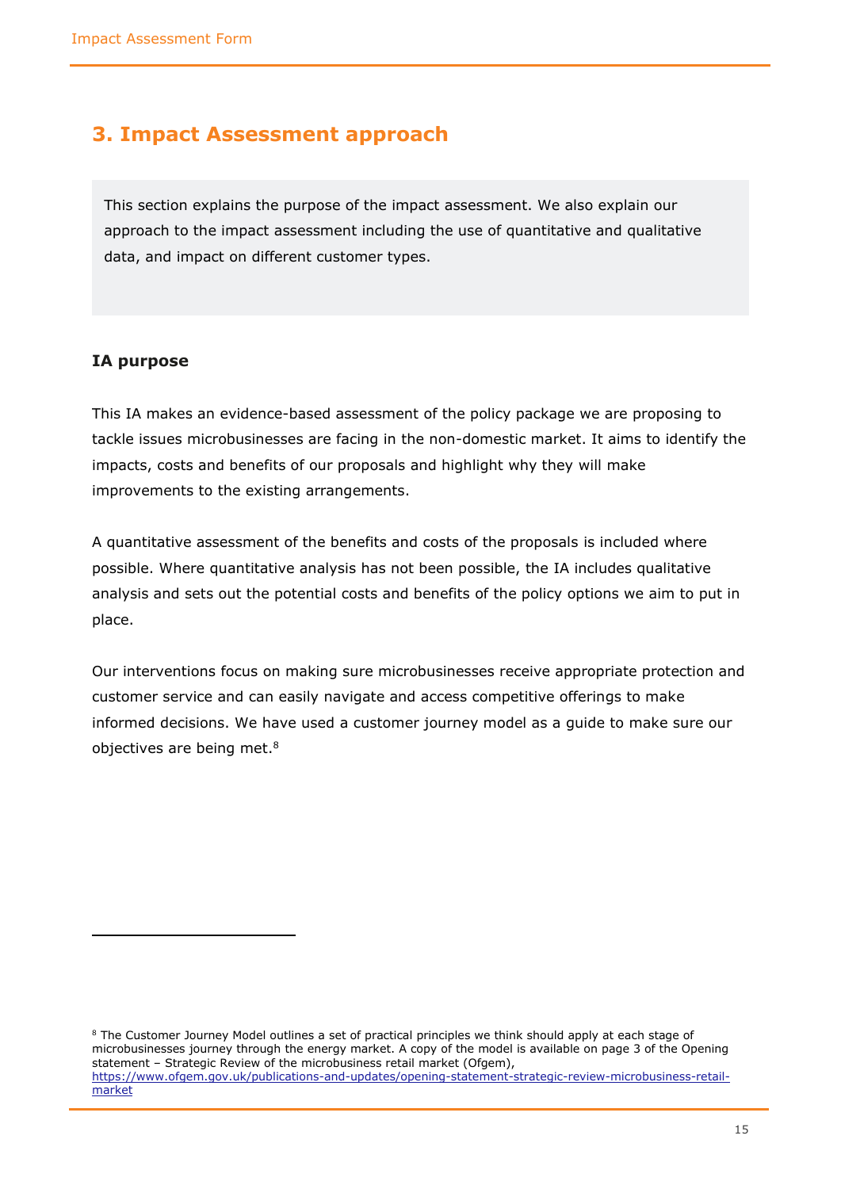## 3. Impact Assessment approach

This section explains the purpose of the impact assessment. We also explain our approach to the impact assessment including the use of quantitative and qualitative data, and impact on different customer types.

### IA purpose

This IA makes an evidence-based assessment of the policy package we are proposing to tackle issues microbusinesses are facing in the non-domestic market. It aims to identify the impacts, costs and benefits of our proposals and highlight why they will make improvements to the existing arrangements.

A quantitative assessment of the benefits and costs of the proposals is included where possible. Where quantitative analysis has not been possible, the IA includes qualitative analysis and sets out the potential costs and benefits of the policy options we aim to put in place.

Our interventions focus on making sure microbusinesses receive appropriate protection and customer service and can easily navigate and access competitive offerings to make informed decisions. We have used a customer journey model as a guide to make sure our objectives are being met.[8]

[8] The Customer Journey Model outlines a set of practical principles we think should apply at each stage of microbusinesses journey through the energy market. A copy of the model is available on page 3 of the Opening statement – Strategic Review of the microbusiness retail market (Ofgem), https://www.ofgem.gov.uk/publications-and-updates/opening-statement-strategic-review-microbusiness-retail-market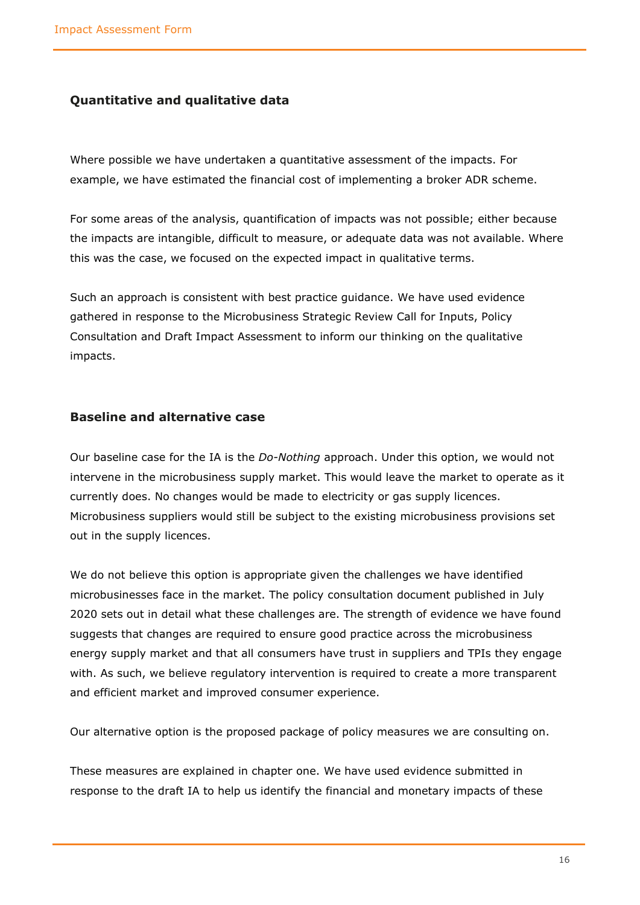### Quantitative and qualitative data

Where possible we have undertaken a quantitative assessment of the impacts. For example, we have estimated the financial cost of implementing a broker ADR scheme.

For some areas of the analysis, quantification of impacts was not possible; either because the impacts are intangible, difficult to measure, or adequate data was not available. Where this was the case, we focused on the expected impact in qualitative terms.

Such an approach is consistent with best practice guidance. We have used evidence gathered in response to the Microbusiness Strategic Review Call for Inputs, Policy Consultation and Draft Impact Assessment to inform our thinking on the qualitative impacts.

### Baseline and alternative case

Our baseline case for the IA is the *Do-Nothing* approach. Under this option, we would not intervene in the microbusiness supply market. This would leave the market to operate as it currently does. No changes would be made to electricity or gas supply licences. Microbusiness suppliers would still be subject to the existing microbusiness provisions set out in the supply licences.

We do not believe this option is appropriate given the challenges we have identified microbusinesses face in the market. The policy consultation document published in July 2020 sets out in detail what these challenges are. The strength of evidence we have found suggests that changes are required to ensure good practice across the microbusiness energy supply market and that all consumers have trust in suppliers and TPIs they engage with. As such, we believe regulatory intervention is required to create a more transparent and efficient market and improved consumer experience.

Our alternative option is the proposed package of policy measures we are consulting on.

These measures are explained in chapter one. We have used evidence submitted in response to the draft IA to help us identify the financial and monetary impacts of these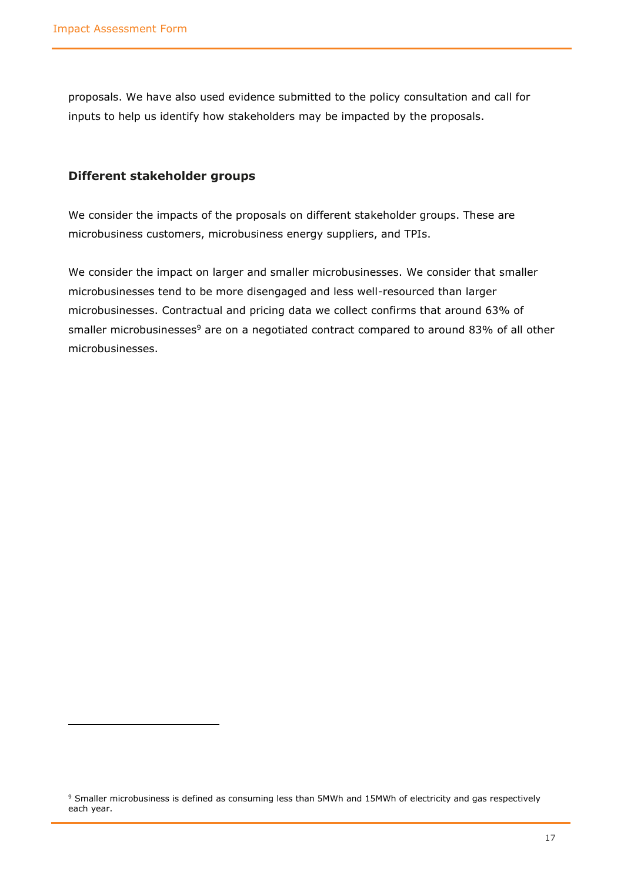proposals. We have also used evidence submitted to the policy consultation and call for inputs to help us identify how stakeholders may be impacted by the proposals.

### Different stakeholder groups

We consider the impacts of the proposals on different stakeholder groups. These are microbusiness customers, microbusiness energy suppliers, and TPIs.

We consider the impact on larger and smaller microbusinesses. We consider that smaller microbusinesses tend to be more disengaged and less well-resourced than larger microbusinesses. Contractual and pricing data we collect confirms that around 63% of smaller microbusinesses[9] are on a negotiated contract compared to around 83% of all other microbusinesses.

[9] Smaller microbusiness is defined as consuming less than 5MWh and 15MWh of electricity and gas respectively each year.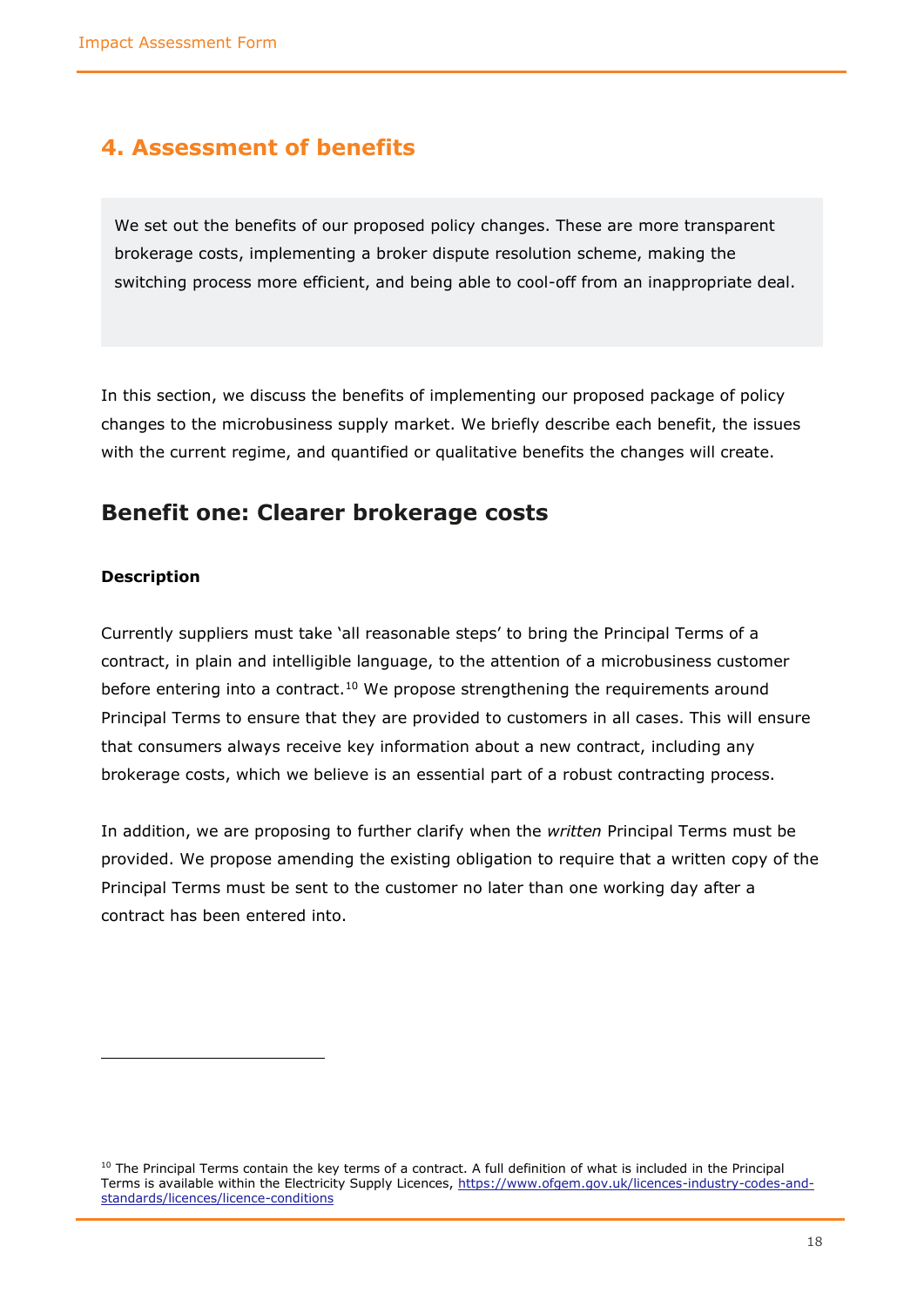## 4. Assessment of benefits

We set out the benefits of our proposed policy changes. These are more transparent brokerage costs, implementing a broker dispute resolution scheme, making the switching process more efficient, and being able to cool-off from an inappropriate deal.

In this section, we discuss the benefits of implementing our proposed package of policy changes to the microbusiness supply market. We briefly describe each benefit, the issues with the current regime, and quantified or qualitative benefits the changes will create.

### Benefit one: Clearer brokerage costs

**Description**

Currently suppliers must take 'all reasonable steps' to bring the Principal Terms of a contract, in plain and intelligible language, to the attention of a microbusiness customer before entering into a contract.[10] We propose strengthening the requirements around Principal Terms to ensure that they are provided to customers in all cases. This will ensure that consumers always receive key information about a new contract, including any brokerage costs, which we believe is an essential part of a robust contracting process.

In addition, we are proposing to further clarify when the *written* Principal Terms must be provided. We propose amending the existing obligation to require that a written copy of the Principal Terms must be sent to the customer no later than one working day after a contract has been entered into.

---

[10] The Principal Terms contain the key terms of a contract. A full definition of what is included in the Principal Terms is available within the Electricity Supply Licences, https://www.ofgem.gov.uk/licences-industry-codes-and-standards/licences/licence-conditions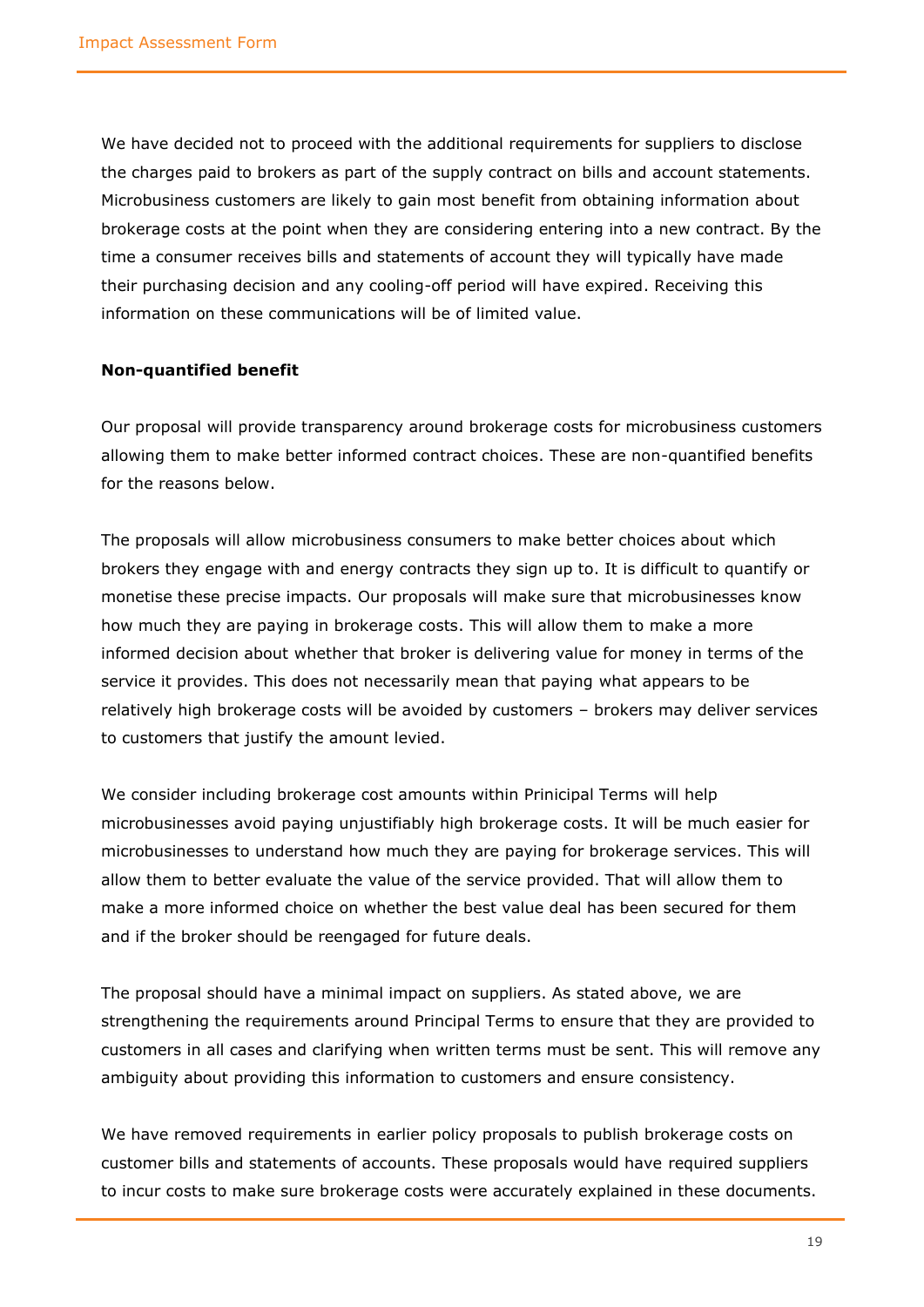We have decided not to proceed with the additional requirements for suppliers to disclose the charges paid to brokers as part of the supply contract on bills and account statements. Microbusiness customers are likely to gain most benefit from obtaining information about brokerage costs at the point when they are considering entering into a new contract. By the time a consumer receives bills and statements of account they will typically have made their purchasing decision and any cooling-off period will have expired. Receiving this information on these communications will be of limited value.

**Non-quantified benefit**

Our proposal will provide transparency around brokerage costs for microbusiness customers allowing them to make better informed contract choices. These are non-quantified benefits for the reasons below.

The proposals will allow microbusiness consumers to make better choices about which brokers they engage with and energy contracts they sign up to. It is difficult to quantify or monetise these precise impacts. Our proposals will make sure that microbusinesses know how much they are paying in brokerage costs. This will allow them to make a more informed decision about whether that broker is delivering value for money in terms of the service it provides. This does not necessarily mean that paying what appears to be relatively high brokerage costs will be avoided by customers – brokers may deliver services to customers that justify the amount levied.

We consider including brokerage cost amounts within Prinicipal Terms will help microbusinesses avoid paying unjustifiably high brokerage costs. It will be much easier for microbusinesses to understand how much they are paying for brokerage services. This will allow them to better evaluate the value of the service provided. That will allow them to make a more informed choice on whether the best value deal has been secured for them and if the broker should be reengaged for future deals.

The proposal should have a minimal impact on suppliers. As stated above, we are strengthening the requirements around Principal Terms to ensure that they are provided to customers in all cases and clarifying when written terms must be sent. This will remove any ambiguity about providing this information to customers and ensure consistency.

We have removed requirements in earlier policy proposals to publish brokerage costs on customer bills and statements of accounts. These proposals would have required suppliers to incur costs to make sure brokerage costs were accurately explained in these documents.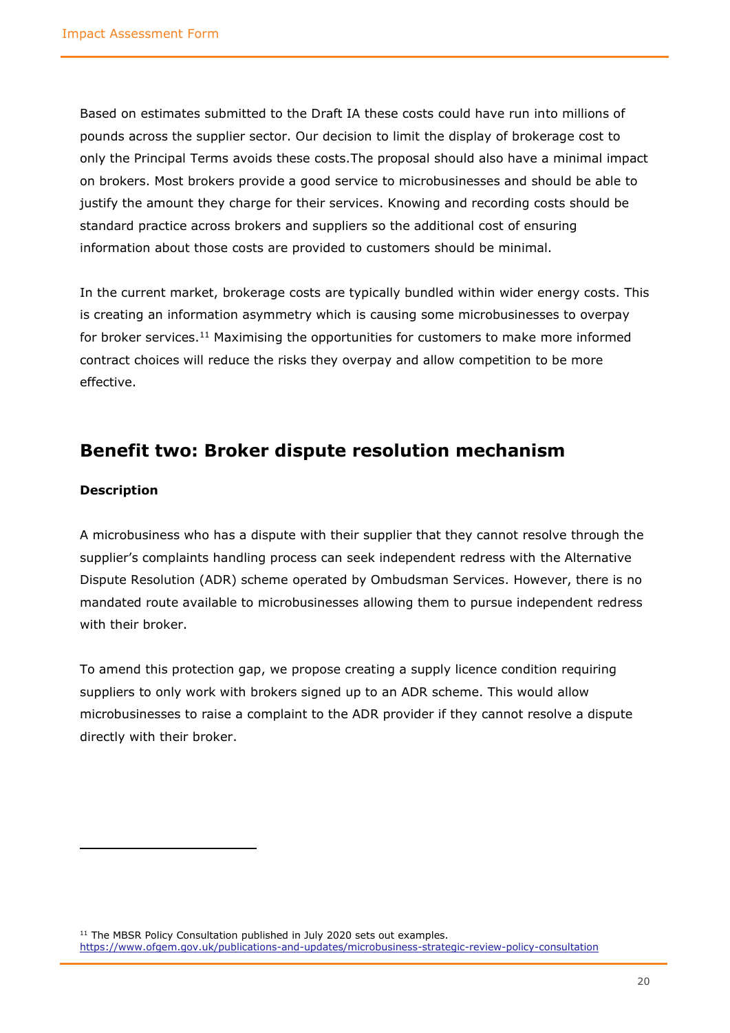Based on estimates submitted to the Draft IA these costs could have run into millions of pounds across the supplier sector. Our decision to limit the display of brokerage cost to only the Principal Terms avoids these costs.The proposal should also have a minimal impact on brokers. Most brokers provide a good service to microbusinesses and should be able to justify the amount they charge for their services. Knowing and recording costs should be standard practice across brokers and suppliers so the additional cost of ensuring information about those costs are provided to customers should be minimal.

In the current market, brokerage costs are typically bundled within wider energy costs. This is creating an information asymmetry which is causing some microbusinesses to overpay for broker services.[11] Maximising the opportunities for customers to make more informed contract choices will reduce the risks they overpay and allow competition to be more effective.

## Benefit two: Broker dispute resolution mechanism

**Description**

A microbusiness who has a dispute with their supplier that they cannot resolve through the supplier's complaints handling process can seek independent redress with the Alternative Dispute Resolution (ADR) scheme operated by Ombudsman Services. However, there is no mandated route available to microbusinesses allowing them to pursue independent redress with their broker.

To amend this protection gap, we propose creating a supply licence condition requiring suppliers to only work with brokers signed up to an ADR scheme. This would allow microbusinesses to raise a complaint to the ADR provider if they cannot resolve a dispute directly with their broker.

---

[11] The MBSR Policy Consultation published in July 2020 sets out examples. https://www.ofgem.gov.uk/publications-and-updates/microbusiness-strategic-review-policy-consultation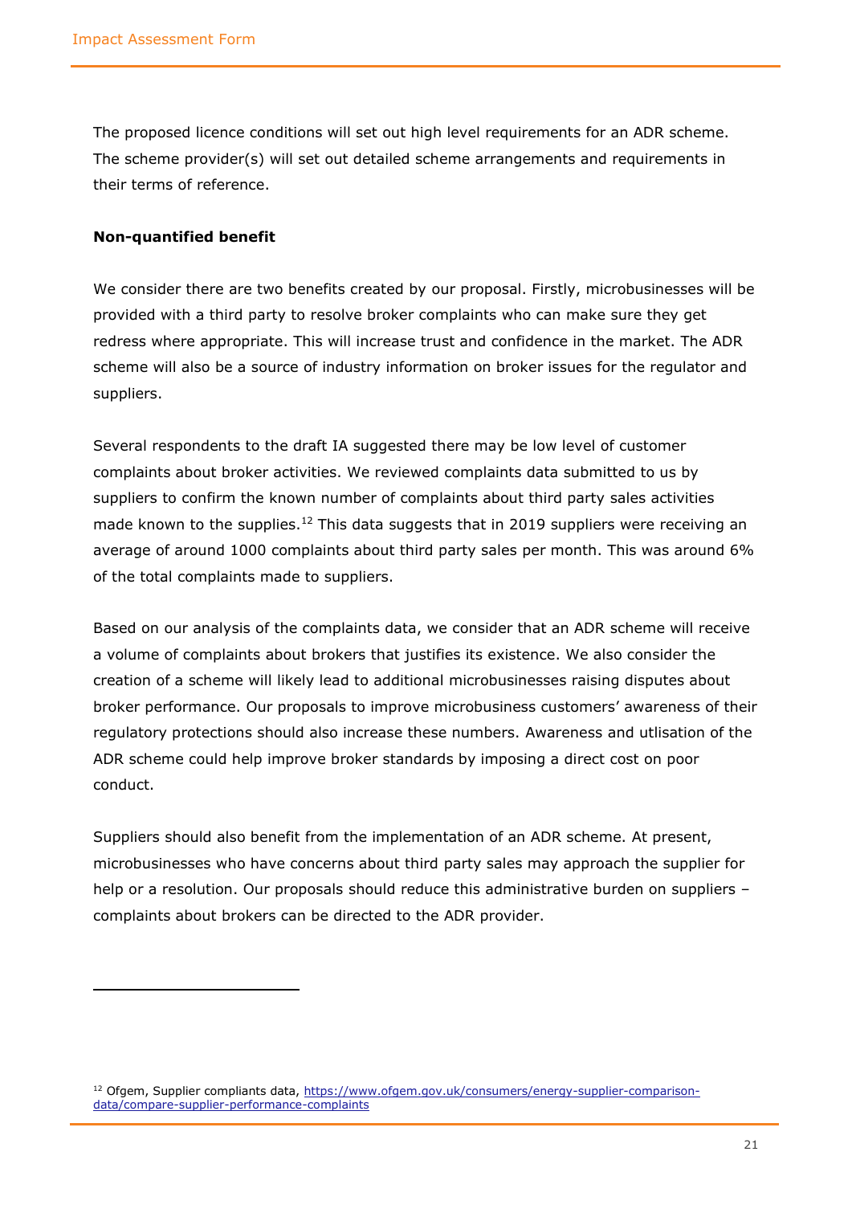The proposed licence conditions will set out high level requirements for an ADR scheme. The scheme provider(s) will set out detailed scheme arrangements and requirements in their terms of reference.

**Non-quantified benefit**

We consider there are two benefits created by our proposal. Firstly, microbusinesses will be provided with a third party to resolve broker complaints who can make sure they get redress where appropriate. This will increase trust and confidence in the market. The ADR scheme will also be a source of industry information on broker issues for the regulator and suppliers.

Several respondents to the draft IA suggested there may be low level of customer complaints about broker activities. We reviewed complaints data submitted to us by suppliers to confirm the known number of complaints about third party sales activities made known to the supplies.[12] This data suggests that in 2019 suppliers were receiving an average of around 1000 complaints about third party sales per month. This was around 6% of the total complaints made to suppliers.

Based on our analysis of the complaints data, we consider that an ADR scheme will receive a volume of complaints about brokers that justifies its existence. We also consider the creation of a scheme will likely lead to additional microbusinesses raising disputes about broker performance. Our proposals to improve microbusiness customers' awareness of their regulatory protections should also increase these numbers. Awareness and utlisation of the ADR scheme could help improve broker standards by imposing a direct cost on poor conduct.

Suppliers should also benefit from the implementation of an ADR scheme. At present, microbusinesses who have concerns about third party sales may approach the supplier for help or a resolution. Our proposals should reduce this administrative burden on suppliers – complaints about brokers can be directed to the ADR provider.

[12] Ofgem, Supplier compliants data, https://www.ofgem.gov.uk/consumers/energy-supplier-comparison-data/compare-supplier-performance-complaints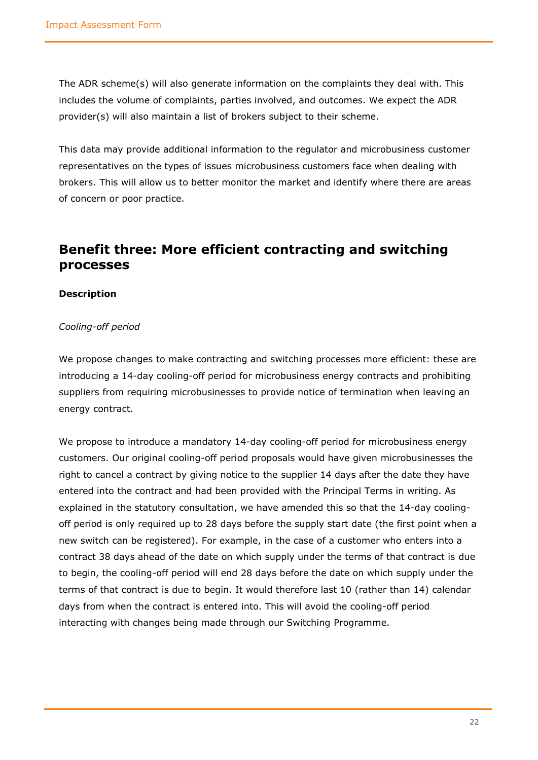The ADR scheme(s) will also generate information on the complaints they deal with. This includes the volume of complaints, parties involved, and outcomes. We expect the ADR provider(s) will also maintain a list of brokers subject to their scheme.

This data may provide additional information to the regulator and microbusiness customer representatives on the types of issues microbusiness customers face when dealing with brokers. This will allow us to better monitor the market and identify where there are areas of concern or poor practice.

## Benefit three: More efficient contracting and switching processes

**Description**

*Cooling-off period*

We propose changes to make contracting and switching processes more efficient: these are introducing a 14-day cooling-off period for microbusiness energy contracts and prohibiting suppliers from requiring microbusinesses to provide notice of termination when leaving an energy contract.

We propose to introduce a mandatory 14-day cooling-off period for microbusiness energy customers. Our original cooling-off period proposals would have given microbusinesses the right to cancel a contract by giving notice to the supplier 14 days after the date they have entered into the contract and had been provided with the Principal Terms in writing. As explained in the statutory consultation, we have amended this so that the 14-day cooling-off period is only required up to 28 days before the supply start date (the first point when a new switch can be registered). For example, in the case of a customer who enters into a contract 38 days ahead of the date on which supply under the terms of that contract is due to begin, the cooling-off period will end 28 days before the date on which supply under the terms of that contract is due to begin. It would therefore last 10 (rather than 14) calendar days from when the contract is entered into. This will avoid the cooling-off period interacting with changes being made through our Switching Programme.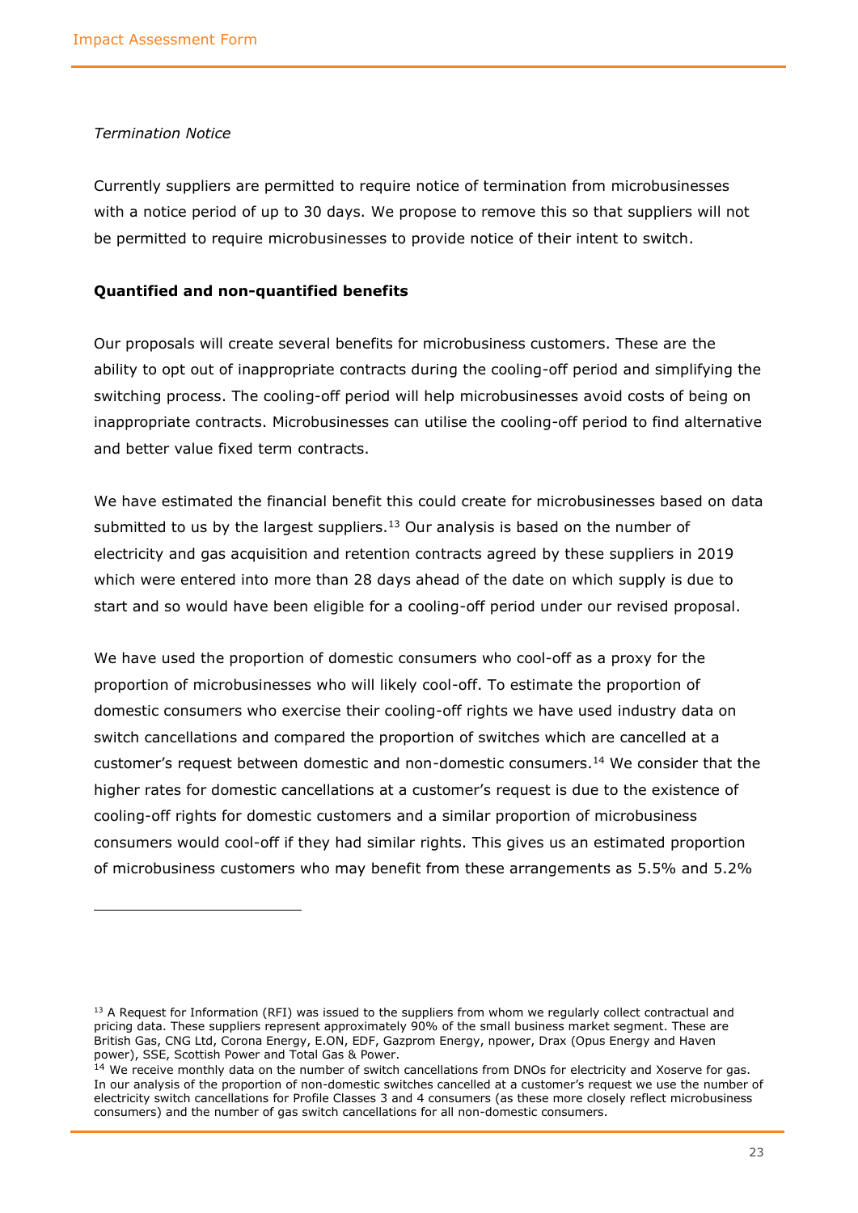*Termination Notice*

Currently suppliers are permitted to require notice of termination from microbusinesses with a notice period of up to 30 days. We propose to remove this so that suppliers will not be permitted to require microbusinesses to provide notice of their intent to switch.

**Quantified and non-quantified benefits**

Our proposals will create several benefits for microbusiness customers. These are the ability to opt out of inappropriate contracts during the cooling-off period and simplifying the switching process. The cooling-off period will help microbusinesses avoid costs of being on inappropriate contracts. Microbusinesses can utilise the cooling-off period to find alternative and better value fixed term contracts.

We have estimated the financial benefit this could create for microbusinesses based on data submitted to us by the largest suppliers.[13] Our analysis is based on the number of electricity and gas acquisition and retention contracts agreed by these suppliers in 2019 which were entered into more than 28 days ahead of the date on which supply is due to start and so would have been eligible for a cooling-off period under our revised proposal.

We have used the proportion of domestic consumers who cool-off as a proxy for the proportion of microbusinesses who will likely cool-off. To estimate the proportion of domestic consumers who exercise their cooling-off rights we have used industry data on switch cancellations and compared the proportion of switches which are cancelled at a customer's request between domestic and non-domestic consumers.[14] We consider that the higher rates for domestic cancellations at a customer's request is due to the existence of cooling-off rights for domestic customers and a similar proportion of microbusiness consumers would cool-off if they had similar rights. This gives us an estimated proportion of microbusiness customers who may benefit from these arrangements as 5.5% and 5.2%

---

[13] A Request for Information (RFI) was issued to the suppliers from whom we regularly collect contractual and pricing data. These suppliers represent approximately 90% of the small business market segment. These are British Gas, CNG Ltd, Corona Energy, E.ON, EDF, Gazprom Energy, npower, Drax (Opus Energy and Haven power), SSE, Scottish Power and Total Gas & Power.

[14] We receive monthly data on the number of switch cancellations from DNOs for electricity and Xoserve for gas. In our analysis of the proportion of non-domestic switches cancelled at a customer's request we use the number of electricity switch cancellations for Profile Classes 3 and 4 consumers (as these more closely reflect microbusiness consumers) and the number of gas switch cancellations for all non-domestic consumers.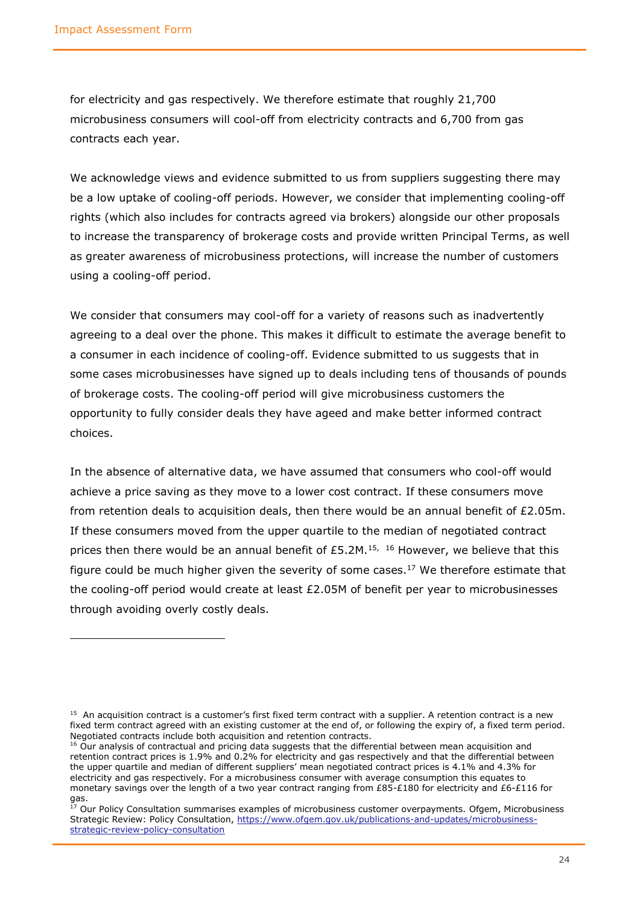for electricity and gas respectively. We therefore estimate that roughly 21,700 microbusiness consumers will cool-off from electricity contracts and 6,700 from gas contracts each year.

We acknowledge views and evidence submitted to us from suppliers suggesting there may be a low uptake of cooling-off periods. However, we consider that implementing cooling-off rights (which also includes for contracts agreed via brokers) alongside our other proposals to increase the transparency of brokerage costs and provide written Principal Terms, as well as greater awareness of microbusiness protections, will increase the number of customers using a cooling-off period.

We consider that consumers may cool-off for a variety of reasons such as inadvertently agreeing to a deal over the phone. This makes it difficult to estimate the average benefit to a consumer in each incidence of cooling-off. Evidence submitted to us suggests that in some cases microbusinesses have signed up to deals including tens of thousands of pounds of brokerage costs. The cooling-off period will give microbusiness customers the opportunity to fully consider deals they have ageed and make better informed contract choices.

In the absence of alternative data, we have assumed that consumers who cool-off would achieve a price saving as they move to a lower cost contract. If these consumers move from retention deals to acquisition deals, then there would be an annual benefit of £2.05m. If these consumers moved from the upper quartile to the median of negotiated contract prices then there would be an annual benefit of £5.2M.[15, 16] However, we believe that this figure could be much higher given the severity of some cases.[17] We therefore estimate that the cooling-off period would create at least £2.05M of benefit per year to microbusinesses through avoiding overly costly deals.

---

[15] An acquisition contract is a customer's first fixed term contract with a supplier. A retention contract is a new fixed term contract agreed with an existing customer at the end of, or following the expiry of, a fixed term period. Negotiated contracts include both acquisition and retention contracts.

[16] Our analysis of contractual and pricing data suggests that the differential between mean acquisition and retention contract prices is 1.9% and 0.2% for electricity and gas respectively and that the differential between the upper quartile and median of different suppliers' mean negotiated contract prices is 4.1% and 4.3% for electricity and gas respectively. For a microbusiness consumer with average consumption this equates to monetary savings over the length of a two year contract ranging from £85-£180 for electricity and £6-£116 for gas.

[17] Our Policy Consultation summarises examples of microbusiness customer overpayments. Ofgem, Microbusiness Strategic Review: Policy Consultation, https://www.ofgem.gov.uk/publications-and-updates/microbusiness-strategic-review-policy-consultation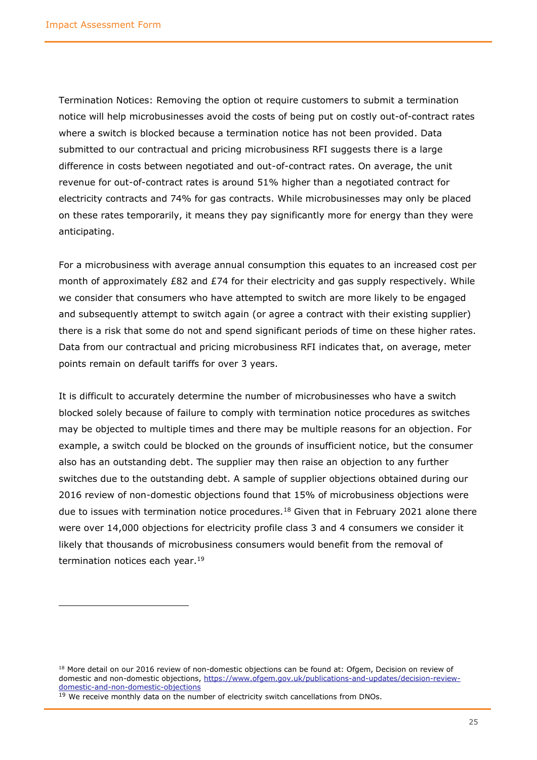Termination Notices: Removing the option ot require customers to submit a termination notice will help microbusinesses avoid the costs of being put on costly out-of-contract rates where a switch is blocked because a termination notice has not been provided. Data submitted to our contractual and pricing microbusiness RFI suggests there is a large difference in costs between negotiated and out-of-contract rates. On average, the unit revenue for out-of-contract rates is around 51% higher than a negotiated contract for electricity contracts and 74% for gas contracts. While microbusinesses may only be placed on these rates temporarily, it means they pay significantly more for energy than they were anticipating.

For a microbusiness with average annual consumption this equates to an increased cost per month of approximately £82 and £74 for their electricity and gas supply respectively. While we consider that consumers who have attempted to switch are more likely to be engaged and subsequently attempt to switch again (or agree a contract with their existing supplier) there is a risk that some do not and spend significant periods of time on these higher rates. Data from our contractual and pricing microbusiness RFI indicates that, on average, meter points remain on default tariffs for over 3 years.

It is difficult to accurately determine the number of microbusinesses who have a switch blocked solely because of failure to comply with termination notice procedures as switches may be objected to multiple times and there may be multiple reasons for an objection. For example, a switch could be blocked on the grounds of insufficient notice, but the consumer also has an outstanding debt. The supplier may then raise an objection to any further switches due to the outstanding debt. A sample of supplier objections obtained during our 2016 review of non-domestic objections found that 15% of microbusiness objections were due to issues with termination notice procedures.[18] Given that in February 2021 alone there were over 14,000 objections for electricity profile class 3 and 4 consumers we consider it likely that thousands of microbusiness consumers would benefit from the removal of termination notices each year.[19]

---

[18] More detail on our 2016 review of non-domestic objections can be found at: Ofgem, Decision on review of domestic and non-domestic objections, https://www.ofgem.gov.uk/publications-and-updates/decision-review-domestic-and-non-domestic-objections

[19] We receive monthly data on the number of electricity switch cancellations from DNOs.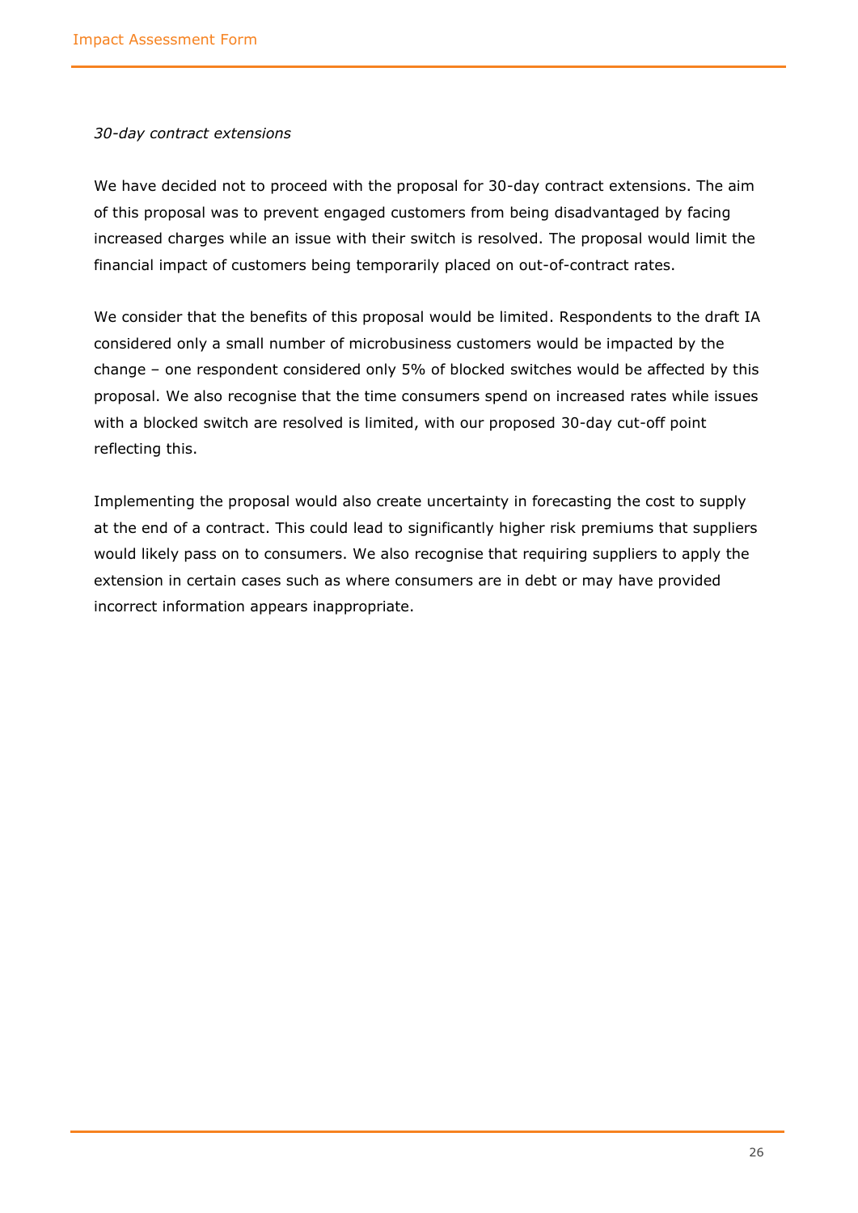*30-day contract extensions*

We have decided not to proceed with the proposal for 30-day contract extensions. The aim of this proposal was to prevent engaged customers from being disadvantaged by facing increased charges while an issue with their switch is resolved. The proposal would limit the financial impact of customers being temporarily placed on out-of-contract rates.

We consider that the benefits of this proposal would be limited. Respondents to the draft IA considered only a small number of microbusiness customers would be impacted by the change – one respondent considered only 5% of blocked switches would be affected by this proposal. We also recognise that the time consumers spend on increased rates while issues with a blocked switch are resolved is limited, with our proposed 30-day cut-off point reflecting this.

Implementing the proposal would also create uncertainty in forecasting the cost to supply at the end of a contract. This could lead to significantly higher risk premiums that suppliers would likely pass on to consumers. We also recognise that requiring suppliers to apply the extension in certain cases such as where consumers are in debt or may have provided incorrect information appears inappropriate.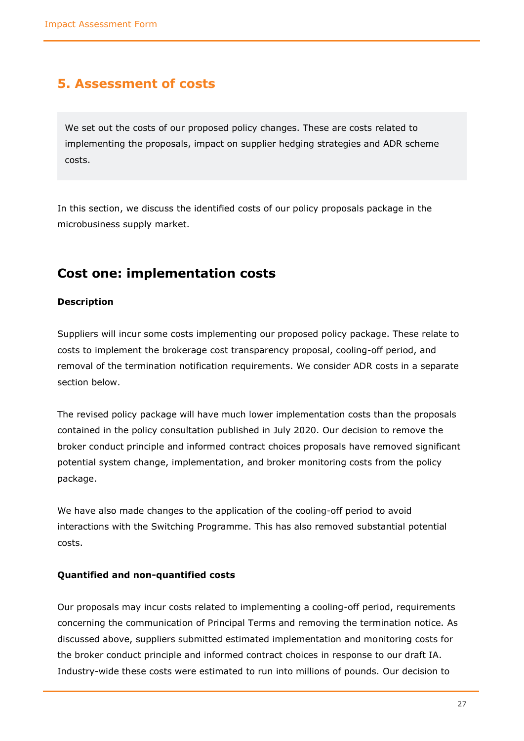## 5. Assessment of costs

We set out the costs of our proposed policy changes. These are costs related to implementing the proposals, impact on supplier hedging strategies and ADR scheme costs.

In this section, we discuss the identified costs of our policy proposals package in the microbusiness supply market.

### Cost one: implementation costs

**Description**

Suppliers will incur some costs implementing our proposed policy package. These relate to costs to implement the brokerage cost transparency proposal, cooling-off period, and removal of the termination notification requirements. We consider ADR costs in a separate section below.

The revised policy package will have much lower implementation costs than the proposals contained in the policy consultation published in July 2020. Our decision to remove the broker conduct principle and informed contract choices proposals have removed significant potential system change, implementation, and broker monitoring costs from the policy package.

We have also made changes to the application of the cooling-off period to avoid interactions with the Switching Programme. This has also removed substantial potential costs.

**Quantified and non-quantified costs**

Our proposals may incur costs related to implementing a cooling-off period, requirements concerning the communication of Principal Terms and removing the termination notice. As discussed above, suppliers submitted estimated implementation and monitoring costs for the broker conduct principle and informed contract choices in response to our draft IA. Industry-wide these costs were estimated to run into millions of pounds. Our decision to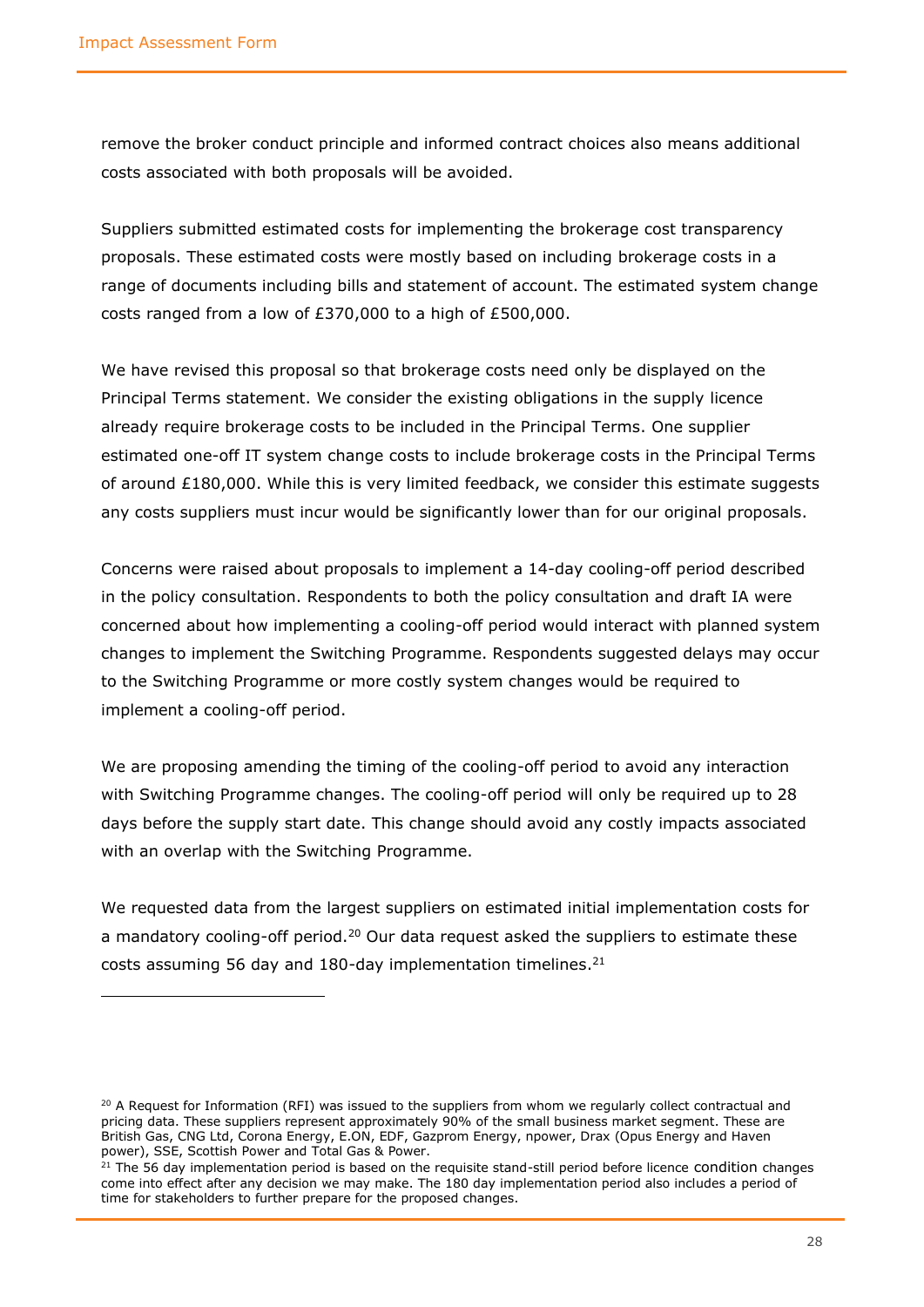remove the broker conduct principle and informed contract choices also means additional costs associated with both proposals will be avoided.

Suppliers submitted estimated costs for implementing the brokerage cost transparency proposals. These estimated costs were mostly based on including brokerage costs in a range of documents including bills and statement of account. The estimated system change costs ranged from a low of £370,000 to a high of £500,000.

We have revised this proposal so that brokerage costs need only be displayed on the Principal Terms statement. We consider the existing obligations in the supply licence already require brokerage costs to be included in the Principal Terms. One supplier estimated one-off IT system change costs to include brokerage costs in the Principal Terms of around £180,000. While this is very limited feedback, we consider this estimate suggests any costs suppliers must incur would be significantly lower than for our original proposals.

Concerns were raised about proposals to implement a 14-day cooling-off period described in the policy consultation. Respondents to both the policy consultation and draft IA were concerned about how implementing a cooling-off period would interact with planned system changes to implement the Switching Programme. Respondents suggested delays may occur to the Switching Programme or more costly system changes would be required to implement a cooling-off period.

We are proposing amending the timing of the cooling-off period to avoid any interaction with Switching Programme changes. The cooling-off period will only be required up to 28 days before the supply start date. This change should avoid any costly impacts associated with an overlap with the Switching Programme.

We requested data from the largest suppliers on estimated initial implementation costs for a mandatory cooling-off period.[20] Our data request asked the suppliers to estimate these costs assuming 56 day and 180-day implementation timelines.[21]

---

[20] A Request for Information (RFI) was issued to the suppliers from whom we regularly collect contractual and pricing data. These suppliers represent approximately 90% of the small business market segment. These are British Gas, CNG Ltd, Corona Energy, E.ON, EDF, Gazprom Energy, npower, Drax (Opus Energy and Haven power), SSE, Scottish Power and Total Gas & Power.

[21] The 56 day implementation period is based on the requisite stand-still period before licence condition changes come into effect after any decision we may make. The 180 day implementation period also includes a period of time for stakeholders to further prepare for the proposed changes.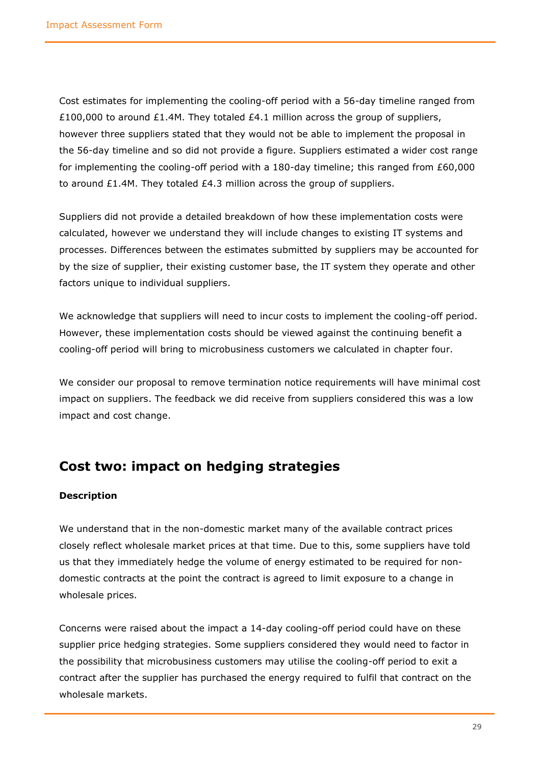Cost estimates for implementing the cooling-off period with a 56-day timeline ranged from £100,000 to around £1.4M. They totaled £4.1 million across the group of suppliers, however three suppliers stated that they would not be able to implement the proposal in the 56-day timeline and so did not provide a figure. Suppliers estimated a wider cost range for implementing the cooling-off period with a 180-day timeline; this ranged from £60,000 to around £1.4M. They totaled £4.3 million across the group of suppliers.

Suppliers did not provide a detailed breakdown of how these implementation costs were calculated, however we understand they will include changes to existing IT systems and processes. Differences between the estimates submitted by suppliers may be accounted for by the size of supplier, their existing customer base, the IT system they operate and other factors unique to individual suppliers.

We acknowledge that suppliers will need to incur costs to implement the cooling-off period. However, these implementation costs should be viewed against the continuing benefit a cooling-off period will bring to microbusiness customers we calculated in chapter four.

We consider our proposal to remove termination notice requirements will have minimal cost impact on suppliers. The feedback we did receive from suppliers considered this was a low impact and cost change.

## Cost two: impact on hedging strategies

**Description**

We understand that in the non-domestic market many of the available contract prices closely reflect wholesale market prices at that time. Due to this, some suppliers have told us that they immediately hedge the volume of energy estimated to be required for non-domestic contracts at the point the contract is agreed to limit exposure to a change in wholesale prices.

Concerns were raised about the impact a 14-day cooling-off period could have on these supplier price hedging strategies. Some suppliers considered they would need to factor in the possibility that microbusiness customers may utilise the cooling-off period to exit a contract after the supplier has purchased the energy required to fulfil that contract on the wholesale markets.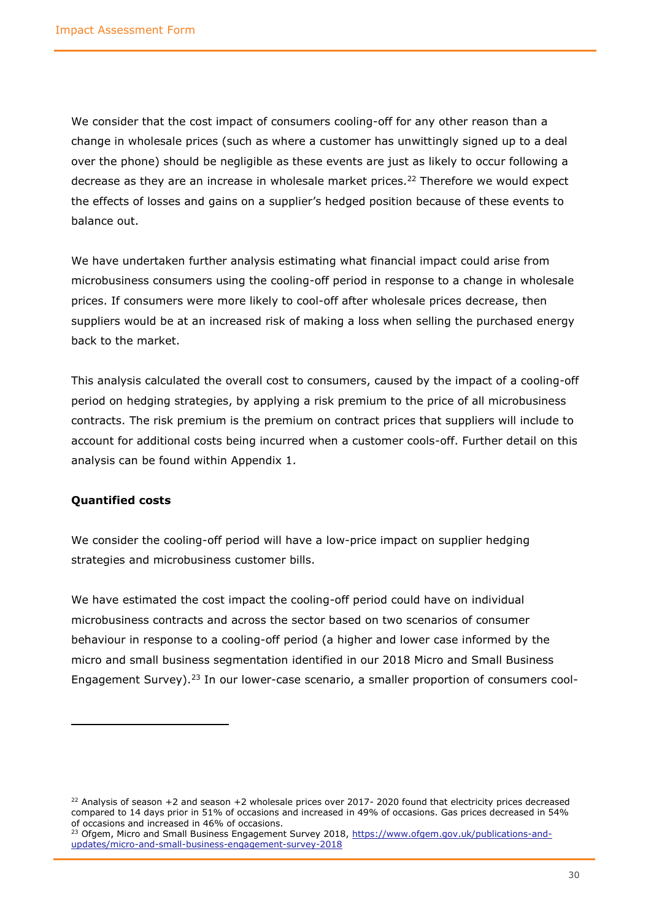We consider that the cost impact of consumers cooling-off for any other reason than a change in wholesale prices (such as where a customer has unwittingly signed up to a deal over the phone) should be negligible as these events are just as likely to occur following a decrease as they are an increase in wholesale market prices.[22] Therefore we would expect the effects of losses and gains on a supplier's hedged position because of these events to balance out.

We have undertaken further analysis estimating what financial impact could arise from microbusiness consumers using the cooling-off period in response to a change in wholesale prices. If consumers were more likely to cool-off after wholesale prices decrease, then suppliers would be at an increased risk of making a loss when selling the purchased energy back to the market.

This analysis calculated the overall cost to consumers, caused by the impact of a cooling-off period on hedging strategies, by applying a risk premium to the price of all microbusiness contracts. The risk premium is the premium on contract prices that suppliers will include to account for additional costs being incurred when a customer cools-off. Further detail on this analysis can be found within Appendix 1.

**Quantified costs**

We consider the cooling-off period will have a low-price impact on supplier hedging strategies and microbusiness customer bills.

We have estimated the cost impact the cooling-off period could have on individual microbusiness contracts and across the sector based on two scenarios of consumer behaviour in response to a cooling-off period (a higher and lower case informed by the micro and small business segmentation identified in our 2018 Micro and Small Business Engagement Survey).[23] In our lower-case scenario, a smaller proportion of consumers cool-

---

[22] Analysis of season +2 and season +2 wholesale prices over 2017- 2020 found that electricity prices decreased compared to 14 days prior in 51% of occasions and increased in 49% of occasions. Gas prices decreased in 54% of occasions and increased in 46% of occasions.

[23] Ofgem, Micro and Small Business Engagement Survey 2018, https://www.ofgem.gov.uk/publications-and-updates/micro-and-small-business-engagement-survey-2018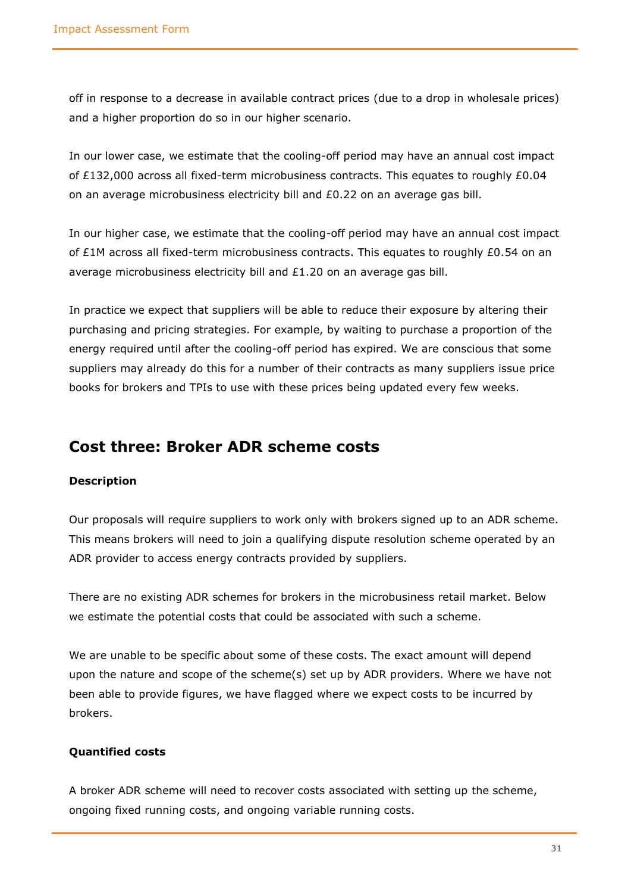off in response to a decrease in available contract prices (due to a drop in wholesale prices) and a higher proportion do so in our higher scenario.

In our lower case, we estimate that the cooling-off period may have an annual cost impact of £132,000 across all fixed-term microbusiness contracts. This equates to roughly £0.04 on an average microbusiness electricity bill and £0.22 on an average gas bill.

In our higher case, we estimate that the cooling-off period may have an annual cost impact of £1M across all fixed-term microbusiness contracts. This equates to roughly £0.54 on an average microbusiness electricity bill and £1.20 on an average gas bill.

In practice we expect that suppliers will be able to reduce their exposure by altering their purchasing and pricing strategies. For example, by waiting to purchase a proportion of the energy required until after the cooling-off period has expired. We are conscious that some suppliers may already do this for a number of their contracts as many suppliers issue price books for brokers and TPIs to use with these prices being updated every few weeks.

## Cost three: Broker ADR scheme costs

**Description**

Our proposals will require suppliers to work only with brokers signed up to an ADR scheme. This means brokers will need to join a qualifying dispute resolution scheme operated by an ADR provider to access energy contracts provided by suppliers.

There are no existing ADR schemes for brokers in the microbusiness retail market. Below we estimate the potential costs that could be associated with such a scheme.

We are unable to be specific about some of these costs. The exact amount will depend upon the nature and scope of the scheme(s) set up by ADR providers. Where we have not been able to provide figures, we have flagged where we expect costs to be incurred by brokers.

**Quantified costs**

A broker ADR scheme will need to recover costs associated with setting up the scheme, ongoing fixed running costs, and ongoing variable running costs.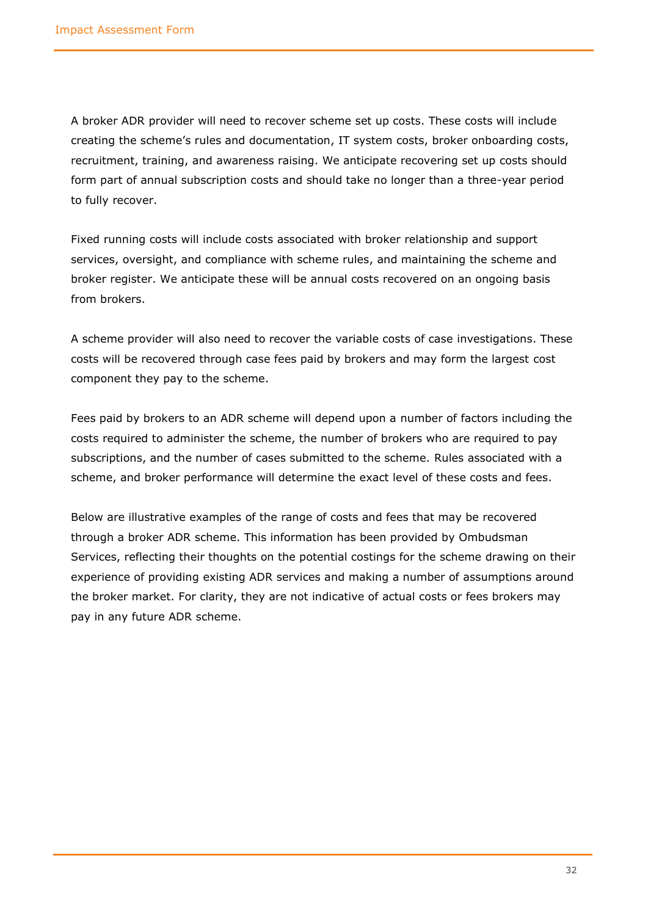A broker ADR provider will need to recover scheme set up costs. These costs will include creating the scheme's rules and documentation, IT system costs, broker onboarding costs, recruitment, training, and awareness raising. We anticipate recovering set up costs should form part of annual subscription costs and should take no longer than a three-year period to fully recover.

Fixed running costs will include costs associated with broker relationship and support services, oversight, and compliance with scheme rules, and maintaining the scheme and broker register. We anticipate these will be annual costs recovered on an ongoing basis from brokers.

A scheme provider will also need to recover the variable costs of case investigations. These costs will be recovered through case fees paid by brokers and may form the largest cost component they pay to the scheme.

Fees paid by brokers to an ADR scheme will depend upon a number of factors including the costs required to administer the scheme, the number of brokers who are required to pay subscriptions, and the number of cases submitted to the scheme. Rules associated with a scheme, and broker performance will determine the exact level of these costs and fees.

Below are illustrative examples of the range of costs and fees that may be recovered through a broker ADR scheme. This information has been provided by Ombudsman Services, reflecting their thoughts on the potential costings for the scheme drawing on their experience of providing existing ADR services and making a number of assumptions around the broker market. For clarity, they are not indicative of actual costs or fees brokers may pay in any future ADR scheme.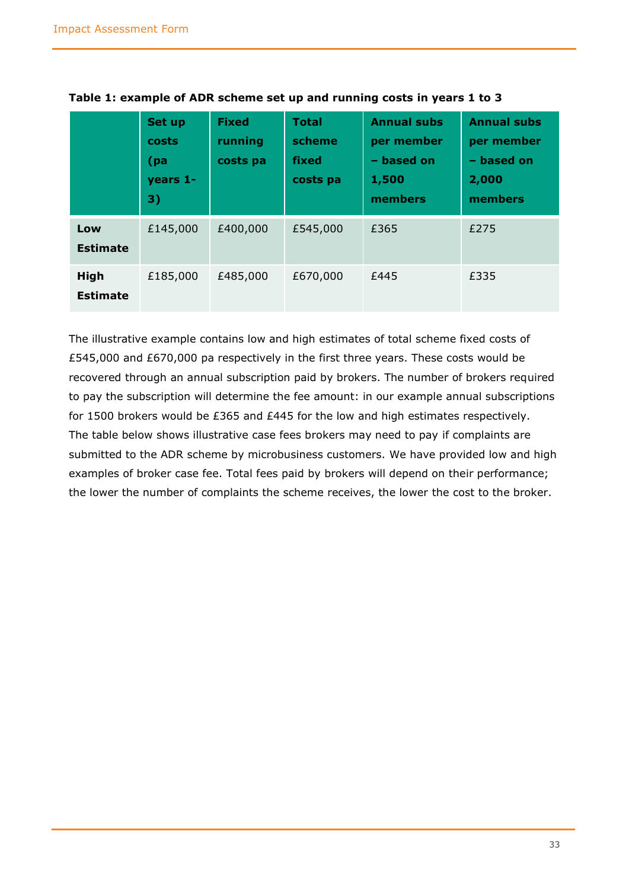**Table 1: example of ADR scheme set up and running costs in years 1 to 3**

| | Set up costs (pa years 1-3) | Fixed running costs pa | Total scheme fixed costs pa | Annual subs per member – based on 1,500 members | Annual subs per member – based on 2,000 members |
|---|---|---|---|---|---|
| **Low Estimate** | £145,000 | £400,000 | £545,000 | £365 | £275 |
| **High Estimate** | £185,000 | £485,000 | £670,000 | £445 | £335 |

The illustrative example contains low and high estimates of total scheme fixed costs of £545,000 and £670,000 pa respectively in the first three years. These costs would be recovered through an annual subscription paid by brokers. The number of brokers required to pay the subscription will determine the fee amount: in our example annual subscriptions for 1500 brokers would be £365 and £445 for the low and high estimates respectively. The table below shows illustrative case fees brokers may need to pay if complaints are submitted to the ADR scheme by microbusiness customers. We have provided low and high examples of broker case fee. Total fees paid by brokers will depend on their performance; the lower the number of complaints the scheme receives, the lower the cost to the broker.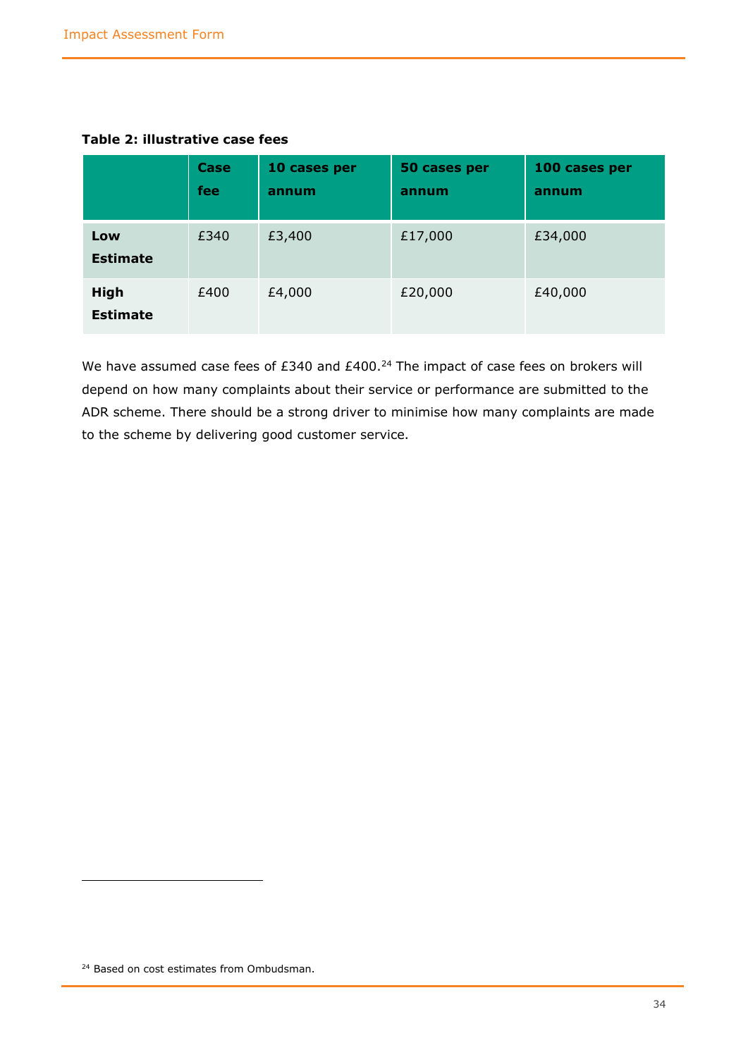**Table 2: illustrative case fees**

| | Case fee | 10 cases per annum | 50 cases per annum | 100 cases per annum |
|---|---|---|---|---|
| **Low Estimate** | £340 | £3,400 | £17,000 | £34,000 |
| **High Estimate** | £400 | £4,000 | £20,000 | £40,000 |

We have assumed case fees of £340 and £400.[24] The impact of case fees on brokers will depend on how many complaints about their service or performance are submitted to the ADR scheme. There should be a strong driver to minimise how many complaints are made to the scheme by delivering good customer service.

[24] Based on cost estimates from Ombudsman.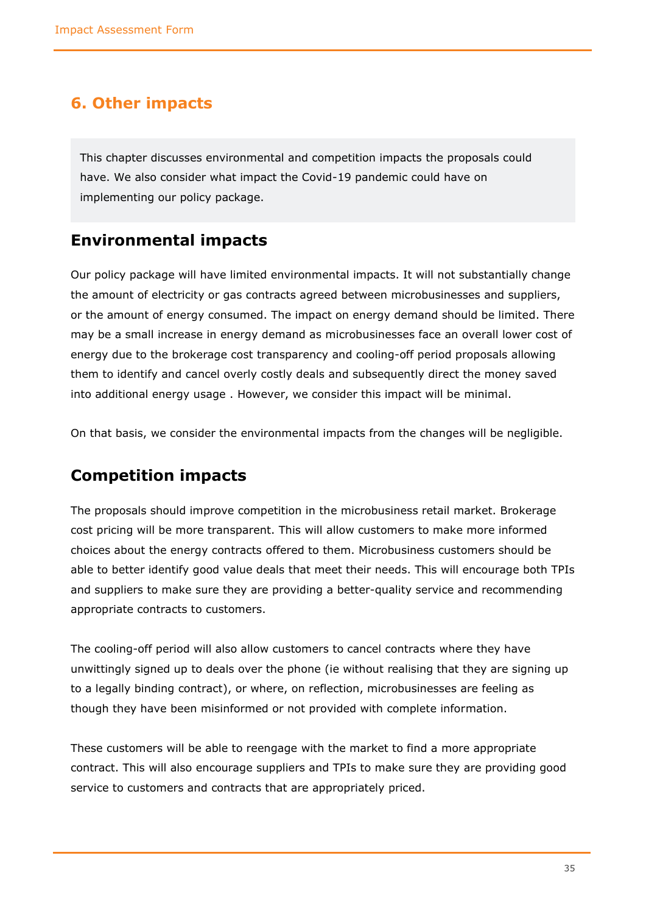## 6. Other impacts

This chapter discusses environmental and competition impacts the proposals could have. We also consider what impact the Covid-19 pandemic could have on implementing our policy package.

### Environmental impacts

Our policy package will have limited environmental impacts. It will not substantially change the amount of electricity or gas contracts agreed between microbusinesses and suppliers, or the amount of energy consumed. The impact on energy demand should be limited. There may be a small increase in energy demand as microbusinesses face an overall lower cost of energy due to the brokerage cost transparency and cooling-off period proposals allowing them to identify and cancel overly costly deals and subsequently direct the money saved into additional energy usage . However, we consider this impact will be minimal.

On that basis, we consider the environmental impacts from the changes will be negligible.

### Competition impacts

The proposals should improve competition in the microbusiness retail market. Brokerage cost pricing will be more transparent. This will allow customers to make more informed choices about the energy contracts offered to them. Microbusiness customers should be able to better identify good value deals that meet their needs. This will encourage both TPIs and suppliers to make sure they are providing a better-quality service and recommending appropriate contracts to customers.

The cooling-off period will also allow customers to cancel contracts where they have unwittingly signed up to deals over the phone (ie without realising that they are signing up to a legally binding contract), or where, on reflection, microbusinesses are feeling as though they have been misinformed or not provided with complete information.

These customers will be able to reengage with the market to find a more appropriate contract. This will also encourage suppliers and TPIs to make sure they are providing good service to customers and contracts that are appropriately priced.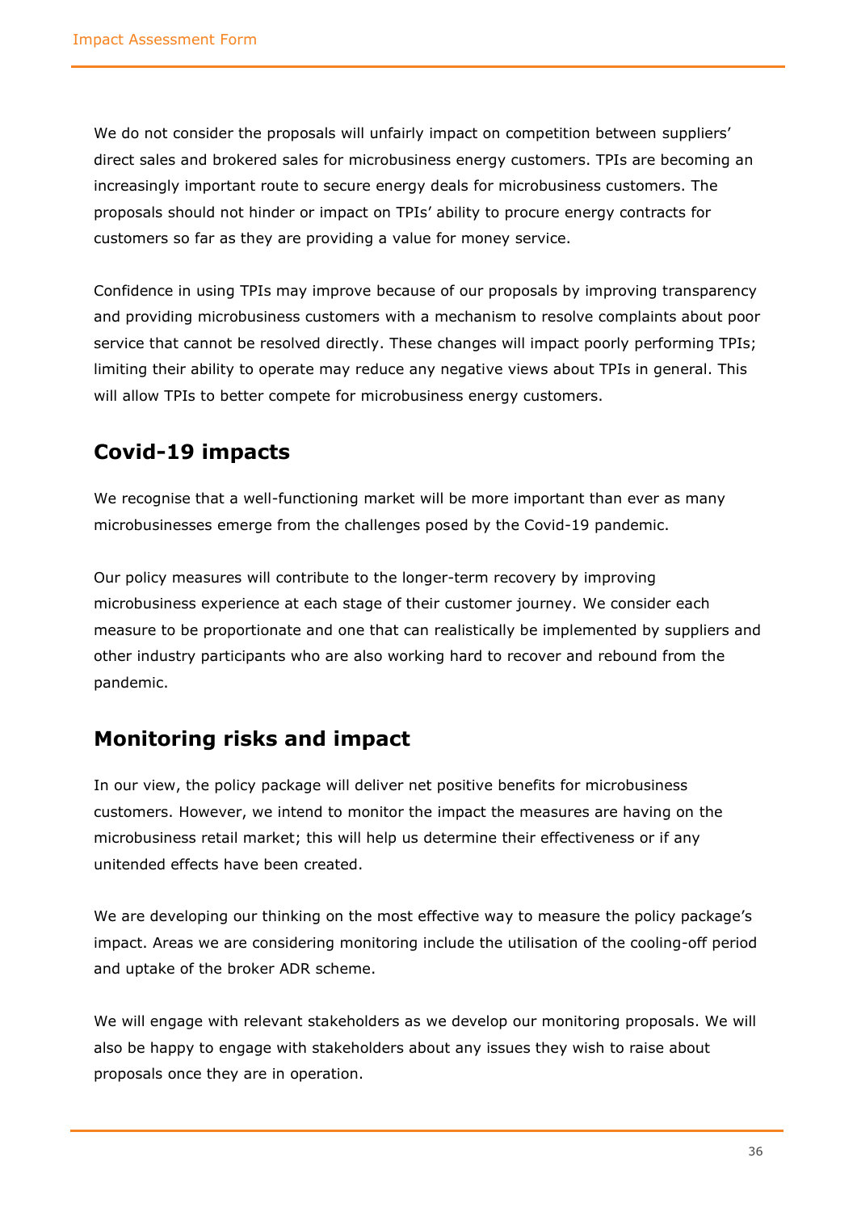We do not consider the proposals will unfairly impact on competition between suppliers' direct sales and brokered sales for microbusiness energy customers. TPIs are becoming an increasingly important route to secure energy deals for microbusiness customers. The proposals should not hinder or impact on TPIs' ability to procure energy contracts for customers so far as they are providing a value for money service.

Confidence in using TPIs may improve because of our proposals by improving transparency and providing microbusiness customers with a mechanism to resolve complaints about poor service that cannot be resolved directly. These changes will impact poorly performing TPIs; limiting their ability to operate may reduce any negative views about TPIs in general. This will allow TPIs to better compete for microbusiness energy customers.

## Covid-19 impacts

We recognise that a well-functioning market will be more important than ever as many microbusinesses emerge from the challenges posed by the Covid-19 pandemic.

Our policy measures will contribute to the longer-term recovery by improving microbusiness experience at each stage of their customer journey. We consider each measure to be proportionate and one that can realistically be implemented by suppliers and other industry participants who are also working hard to recover and rebound from the pandemic.

## Monitoring risks and impact

In our view, the policy package will deliver net positive benefits for microbusiness customers. However, we intend to monitor the impact the measures are having on the microbusiness retail market; this will help us determine their effectiveness or if any unintended effects have been created.

We are developing our thinking on the most effective way to measure the policy package's impact. Areas we are considering monitoring include the utilisation of the cooling-off period and uptake of the broker ADR scheme.

We will engage with relevant stakeholders as we develop our monitoring proposals. We will also be happy to engage with stakeholders about any issues they wish to raise about proposals once they are in operation.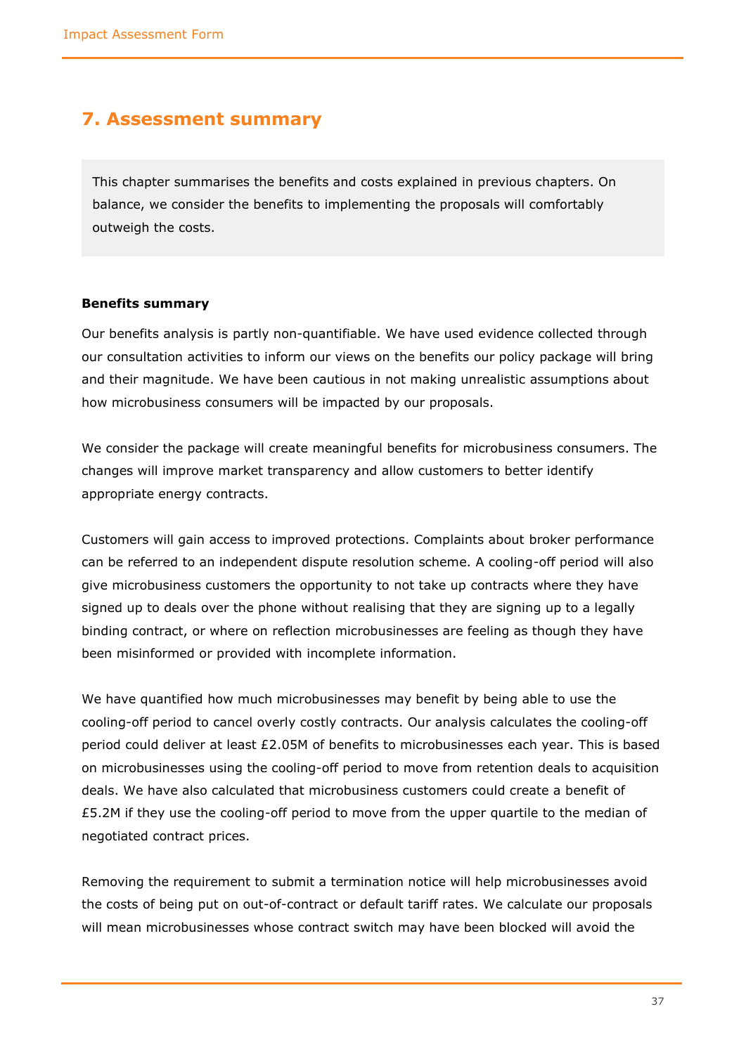## 7. Assessment summary

This chapter summarises the benefits and costs explained in previous chapters. On balance, we consider the benefits to implementing the proposals will comfortably outweigh the costs.

**Benefits summary**

Our benefits analysis is partly non-quantifiable. We have used evidence collected through our consultation activities to inform our views on the benefits our policy package will bring and their magnitude. We have been cautious in not making unrealistic assumptions about how microbusiness consumers will be impacted by our proposals.

We consider the package will create meaningful benefits for microbusiness consumers. The changes will improve market transparency and allow customers to better identify appropriate energy contracts.

Customers will gain access to improved protections. Complaints about broker performance can be referred to an independent dispute resolution scheme. A cooling-off period will also give microbusiness customers the opportunity to not take up contracts where they have signed up to deals over the phone without realising that they are signing up to a legally binding contract, or where on reflection microbusinesses are feeling as though they have been misinformed or provided with incomplete information.

We have quantified how much microbusinesses may benefit by being able to use the cooling-off period to cancel overly costly contracts. Our analysis calculates the cooling-off period could deliver at least £2.05M of benefits to microbusinesses each year. This is based on microbusinesses using the cooling-off period to move from retention deals to acquisition deals. We have also calculated that microbusiness customers could create a benefit of £5.2M if they use the cooling-off period to move from the upper quartile to the median of negotiated contract prices.

Removing the requirement to submit a termination notice will help microbusinesses avoid the costs of being put on out-of-contract or default tariff rates. We calculate our proposals will mean microbusinesses whose contract switch may have been blocked will avoid the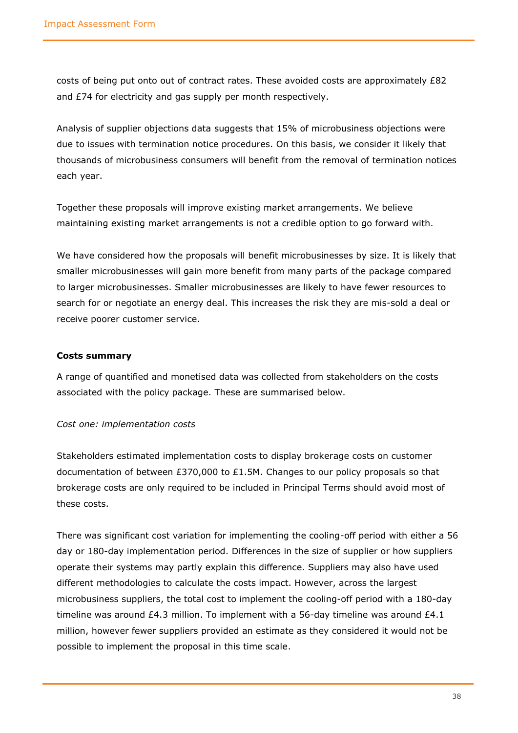costs of being put onto out of contract rates. These avoided costs are approximately £82 and £74 for electricity and gas supply per month respectively.

Analysis of supplier objections data suggests that 15% of microbusiness objections were due to issues with termination notice procedures. On this basis, we consider it likely that thousands of microbusiness consumers will benefit from the removal of termination notices each year.

Together these proposals will improve existing market arrangements. We believe maintaining existing market arrangements is not a credible option to go forward with.

We have considered how the proposals will benefit microbusinesses by size. It is likely that smaller microbusinesses will gain more benefit from many parts of the package compared to larger microbusinesses. Smaller microbusinesses are likely to have fewer resources to search for or negotiate an energy deal. This increases the risk they are mis-sold a deal or receive poorer customer service.

**Costs summary**

A range of quantified and monetised data was collected from stakeholders on the costs associated with the policy package. These are summarised below.

*Cost one: implementation costs*

Stakeholders estimated implementation costs to display brokerage costs on customer documentation of between £370,000 to £1.5M. Changes to our policy proposals so that brokerage costs are only required to be included in Principal Terms should avoid most of these costs.

There was significant cost variation for implementing the cooling-off period with either a 56 day or 180-day implementation period. Differences in the size of supplier or how suppliers operate their systems may partly explain this difference. Suppliers may also have used different methodologies to calculate the costs impact. However, across the largest microbusiness suppliers, the total cost to implement the cooling-off period with a 180-day timeline was around £4.3 million. To implement with a 56-day timeline was around £4.1 million, however fewer suppliers provided an estimate as they considered it would not be possible to implement the proposal in this time scale.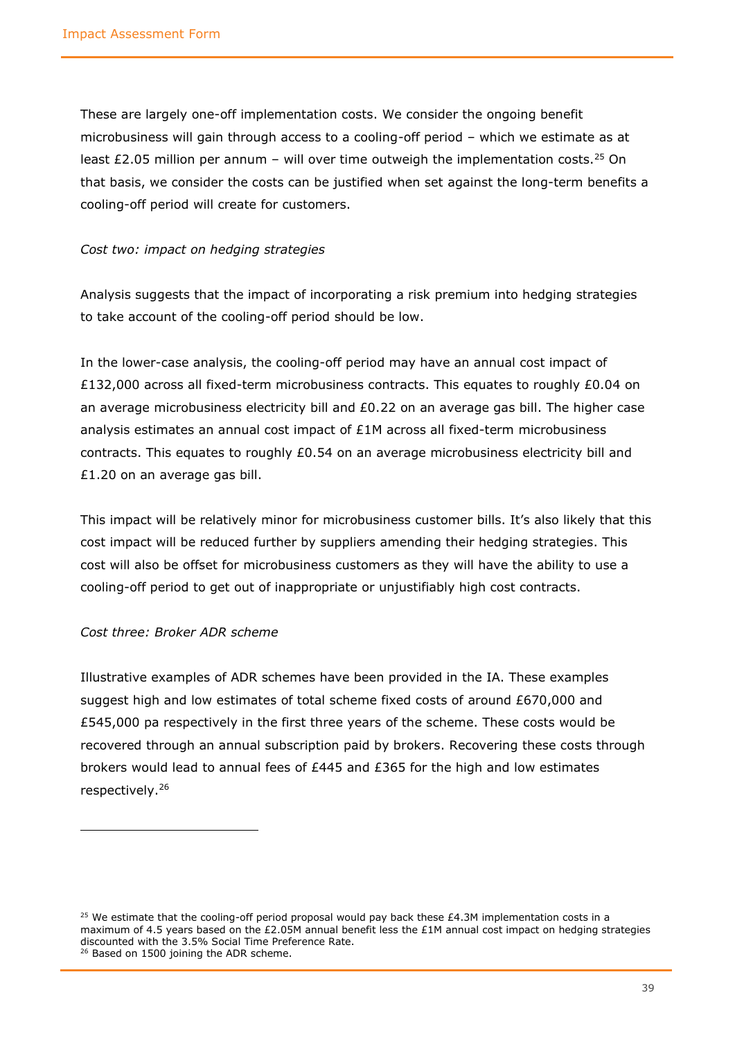These are largely one-off implementation costs. We consider the ongoing benefit microbusiness will gain through access to a cooling-off period – which we estimate as at least £2.05 million per annum – will over time outweigh the implementation costs.[25] On that basis, we consider the costs can be justified when set against the long-term benefits a cooling-off period will create for customers.

*Cost two: impact on hedging strategies*

Analysis suggests that the impact of incorporating a risk premium into hedging strategies to take account of the cooling-off period should be low.

In the lower-case analysis, the cooling-off period may have an annual cost impact of £132,000 across all fixed-term microbusiness contracts. This equates to roughly £0.04 on an average microbusiness electricity bill and £0.22 on an average gas bill. The higher case analysis estimates an annual cost impact of £1M across all fixed-term microbusiness contracts. This equates to roughly £0.54 on an average microbusiness electricity bill and £1.20 on an average gas bill.

This impact will be relatively minor for microbusiness customer bills. It's also likely that this cost impact will be reduced further by suppliers amending their hedging strategies. This cost will also be offset for microbusiness customers as they will have the ability to use a cooling-off period to get out of inappropriate or unjustifiably high cost contracts.

*Cost three: Broker ADR scheme*

Illustrative examples of ADR schemes have been provided in the IA. These examples suggest high and low estimates of total scheme fixed costs of around £670,000 and £545,000 pa respectively in the first three years of the scheme. These costs would be recovered through an annual subscription paid by brokers. Recovering these costs through brokers would lead to annual fees of £445 and £365 for the high and low estimates respectively.[26]

---

[25] We estimate that the cooling-off period proposal would pay back these £4.3M implementation costs in a maximum of 4.5 years based on the £2.05M annual benefit less the £1M annual cost impact on hedging strategies discounted with the 3.5% Social Time Preference Rate.

[26] Based on 1500 joining the ADR scheme.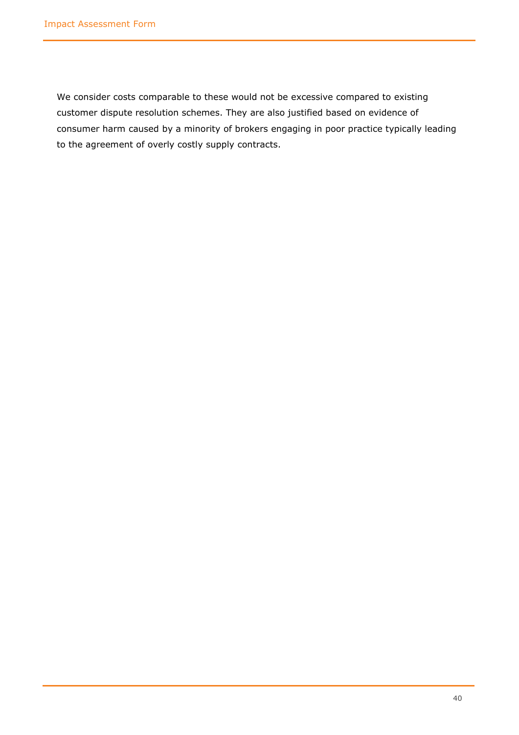We consider costs comparable to these would not be excessive compared to existing customer dispute resolution schemes. They are also justified based on evidence of consumer harm caused by a minority of brokers engaging in poor practice typically leading to the agreement of overly costly supply contracts.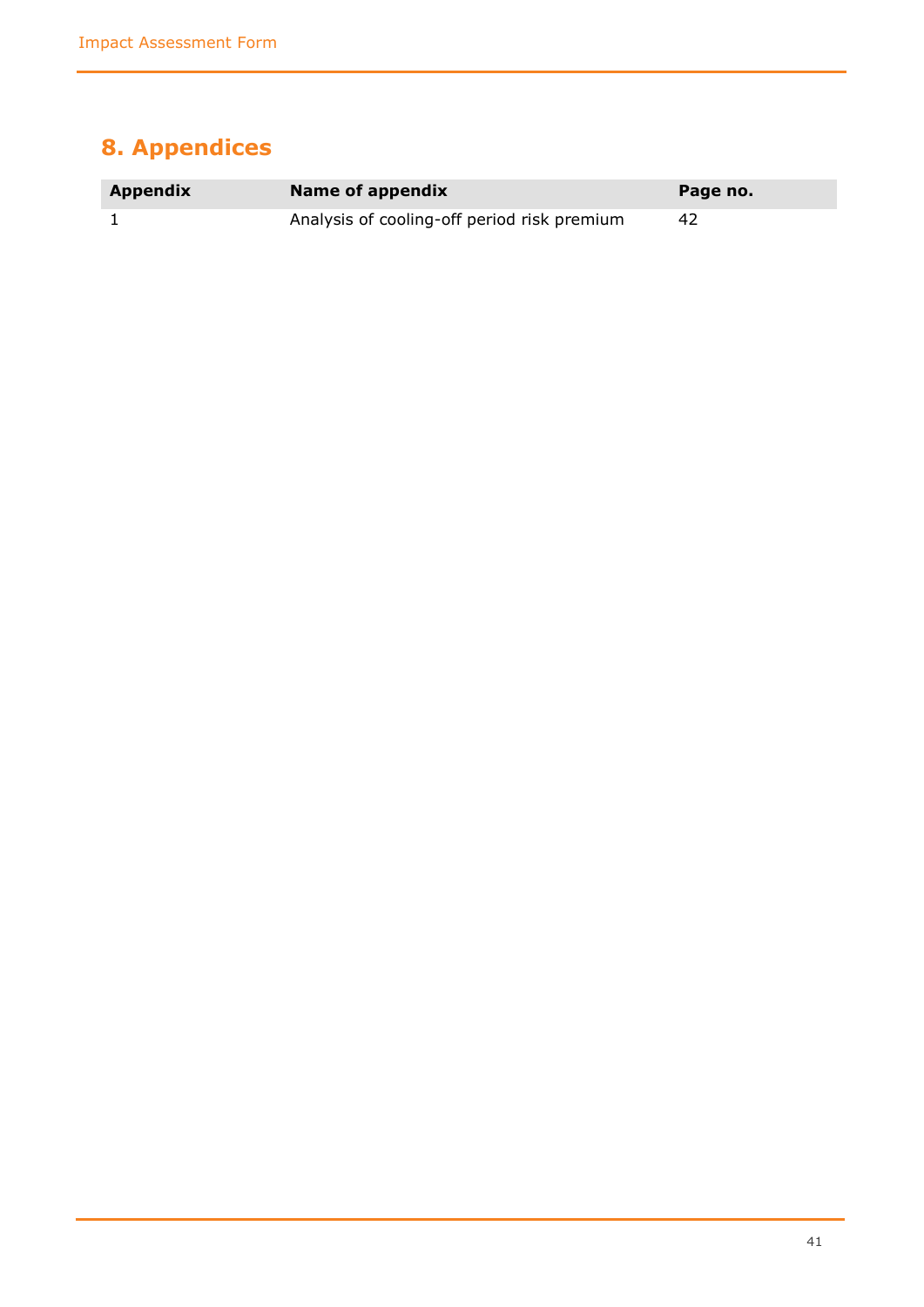## 8. Appendices

| Appendix | Name of appendix | Page no. |
| --- | --- | --- |
| 1 | Analysis of cooling-off period risk premium | 42 |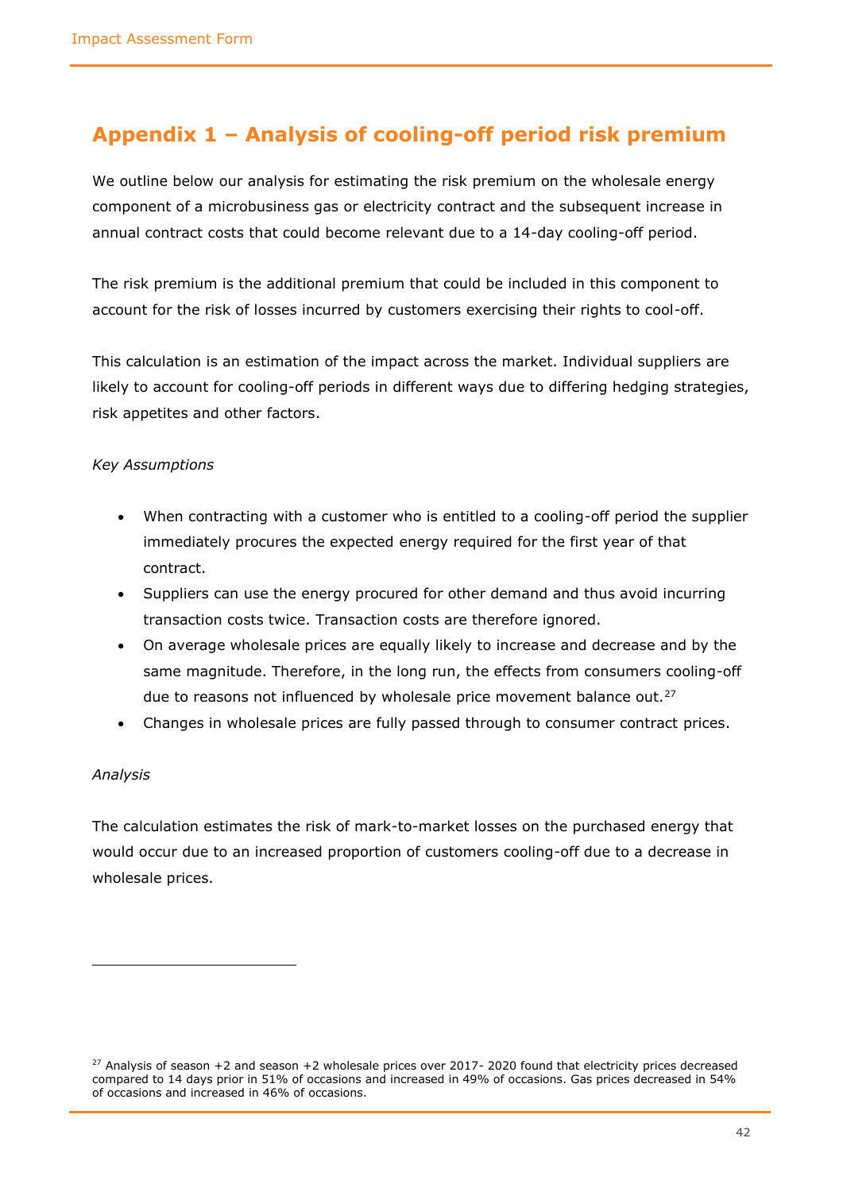## Appendix 1 – Analysis of cooling-off period risk premium

We outline below our analysis for estimating the risk premium on the wholesale energy component of a microbusiness gas or electricity contract and the subsequent increase in annual contract costs that could become relevant due to a 14-day cooling-off period.

The risk premium is the additional premium that could be included in this component to account for the risk of losses incurred by customers exercising their rights to cool-off.

This calculation is an estimation of the impact across the market. Individual suppliers are likely to account for cooling-off periods in different ways due to differing hedging strategies, risk appetites and other factors.

*Key Assumptions*

- When contracting with a customer who is entitled to a cooling-off period the supplier immediately procures the expected energy required for the first year of that contract.
- Suppliers can use the energy procured for other demand and thus avoid incurring transaction costs twice. Transaction costs are therefore ignored.
- On average wholesale prices are equally likely to increase and decrease and by the same magnitude. Therefore, in the long run, the effects from consumers cooling-off due to reasons not influenced by wholesale price movement balance out.[27]
- Changes in wholesale prices are fully passed through to consumer contract prices.

*Analysis*

The calculation estimates the risk of mark-to-market losses on the purchased energy that would occur due to an increased proportion of customers cooling-off due to a decrease in wholesale prices.

[27] Analysis of season +2 and season +2 wholesale prices over 2017- 2020 found that electricity prices decreased compared to 14 days prior in 51% of occasions and increased in 49% of occasions. Gas prices decreased in 54% of occasions and increased in 46% of occasions.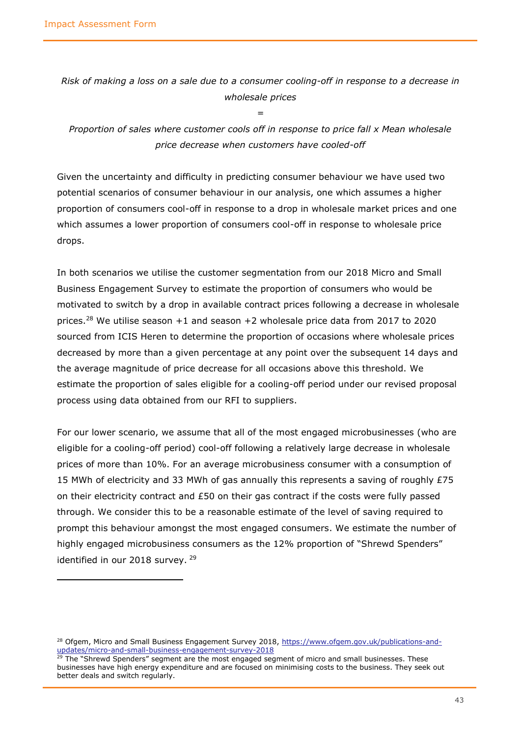*Risk of making a loss on a sale due to a consumer cooling-off in response to a decrease in wholesale prices*

*=*

*Proportion of sales where customer cools off in response to price fall x Mean wholesale price decrease when customers have cooled-off*

Given the uncertainty and difficulty in predicting consumer behaviour we have used two potential scenarios of consumer behaviour in our analysis, one which assumes a higher proportion of consumers cool-off in response to a drop in wholesale market prices and one which assumes a lower proportion of consumers cool-off in response to wholesale price drops.

In both scenarios we utilise the customer segmentation from our 2018 Micro and Small Business Engagement Survey to estimate the proportion of consumers who would be motivated to switch by a drop in available contract prices following a decrease in wholesale prices.[28] We utilise season +1 and season +2 wholesale price data from 2017 to 2020 sourced from ICIS Heren to determine the proportion of occasions where wholesale prices decreased by more than a given percentage at any point over the subsequent 14 days and the average magnitude of price decrease for all occasions above this threshold. We estimate the proportion of sales eligible for a cooling-off period under our revised proposal process using data obtained from our RFI to suppliers.

For our lower scenario, we assume that all of the most engaged microbusinesses (who are eligible for a cooling-off period) cool-off following a relatively large decrease in wholesale prices of more than 10%. For an average microbusiness consumer with a consumption of 15 MWh of electricity and 33 MWh of gas annually this represents a saving of roughly £75 on their electricity contract and £50 on their gas contract if the costs were fully passed through. We consider this to be a reasonable estimate of the level of saving required to prompt this behaviour amongst the most engaged consumers. We estimate the number of highly engaged microbusiness consumers as the 12% proportion of "Shrewd Spenders" identified in our 2018 survey. [29]

---

[28] Ofgem, Micro and Small Business Engagement Survey 2018, https://www.ofgem.gov.uk/publications-and-updates/micro-and-small-business-engagement-survey-2018

[29] The "Shrewd Spenders" segment are the most engaged segment of micro and small businesses. These businesses have high energy expenditure and are focused on minimising costs to the business. They seek out better deals and switch regularly.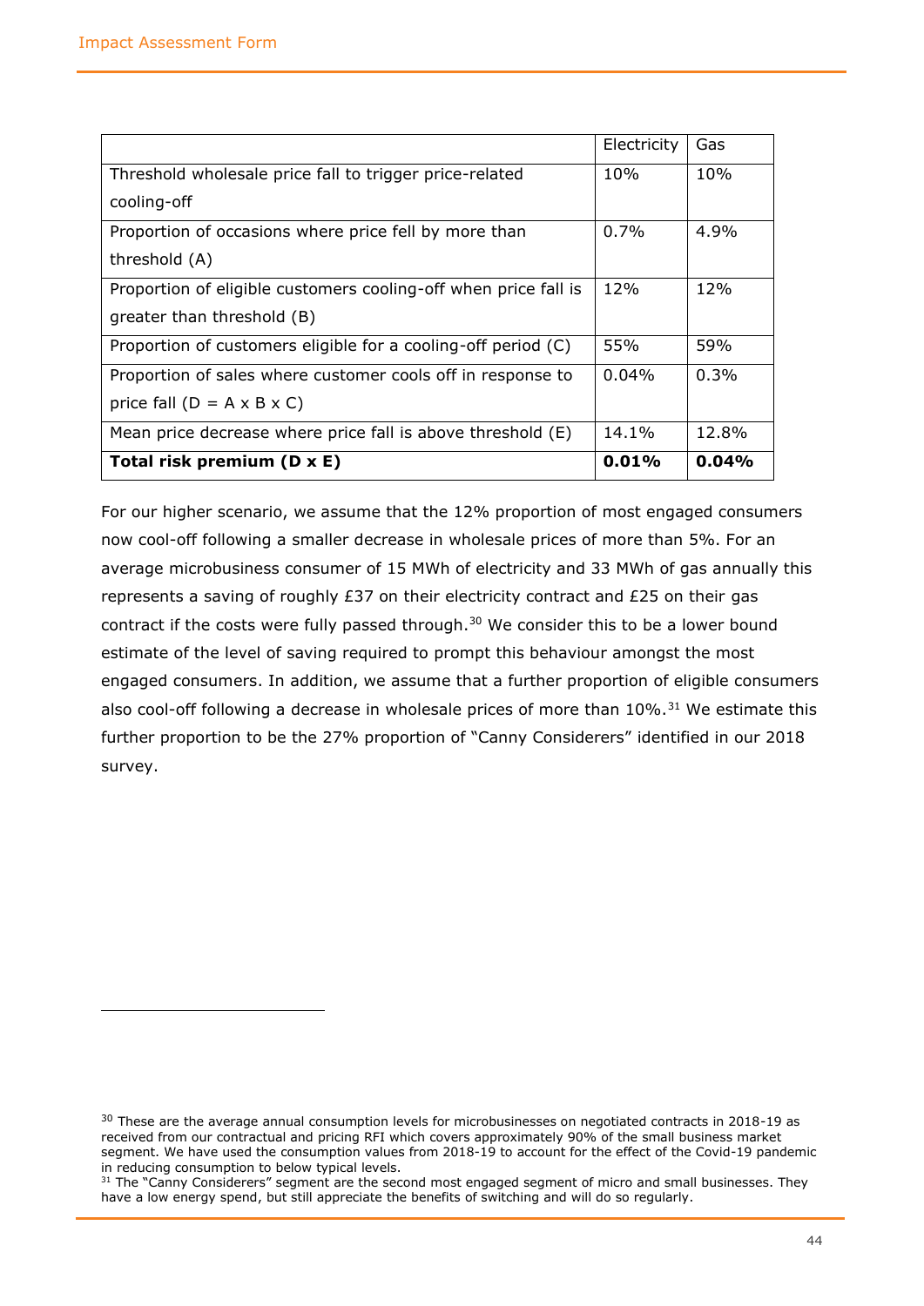| | Electricity | Gas |
|---|---|---|
| Threshold wholesale price fall to trigger price-related cooling-off | 10% | 10% |
| Proportion of occasions where price fell by more than threshold (A) | 0.7% | 4.9% |
| Proportion of eligible customers cooling-off when price fall is greater than threshold (B) | 12% | 12% |
| Proportion of customers eligible for a cooling-off period (C) | 55% | 59% |
| Proportion of sales where customer cools off in response to price fall (D = A x B x C) | 0.04% | 0.3% |
| Mean price decrease where price fall is above threshold (E) | 14.1% | 12.8% |
| **Total risk premium (D x E)** | **0.01%** | **0.04%** |

For our higher scenario, we assume that the 12% proportion of most engaged consumers now cool-off following a smaller decrease in wholesale prices of more than 5%. For an average microbusiness consumer of 15 MWh of electricity and 33 MWh of gas annually this represents a saving of roughly £37 on their electricity contract and £25 on their gas contract if the costs were fully passed through.[30] We consider this to be a lower bound estimate of the level of saving required to prompt this behaviour amongst the most engaged consumers. In addition, we assume that a further proportion of eligible consumers also cool-off following a decrease in wholesale prices of more than 10%.[31] We estimate this further proportion to be the 27% proportion of "Canny Considerers" identified in our 2018 survey.

---

[30] These are the average annual consumption levels for microbusinesses on negotiated contracts in 2018-19 as received from our contractual and pricing RFI which covers approximately 90% of the small business market segment. We have used the consumption values from 2018-19 to account for the effect of the Covid-19 pandemic in reducing consumption to below typical levels.

[31] The "Canny Considerers" segment are the second most engaged segment of micro and small businesses. They have a low energy spend, but still appreciate the benefits of switching and will do so regularly.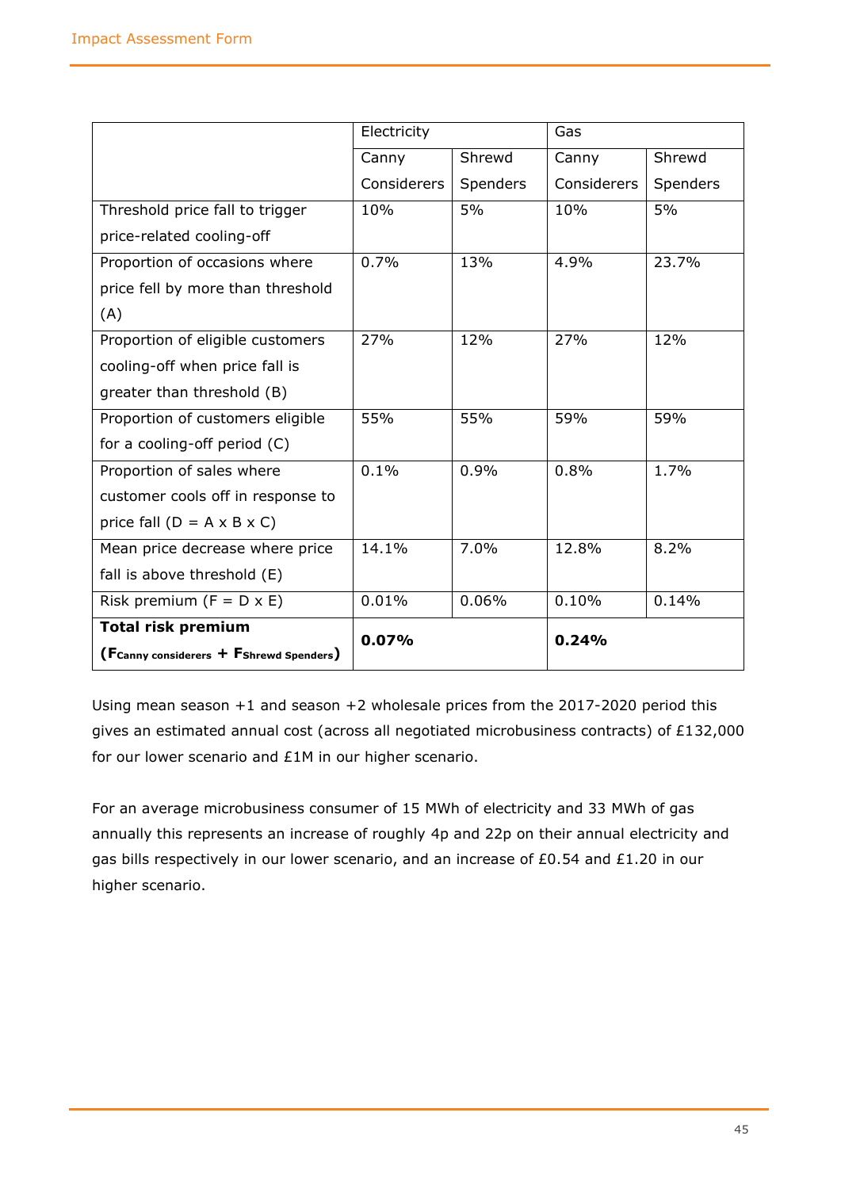| | Electricity | | Gas | |
|---|---|---|---|---|
| | Canny Considerers | Shrewd Spenders | Canny Considerers | Shrewd Spenders |
| Threshold price fall to trigger price-related cooling-off | 10% | 5% | 10% | 5% |
| Proportion of occasions where price fell by more than threshold (A) | 0.7% | 13% | 4.9% | 23.7% |
| Proportion of eligible customers cooling-off when price fall is greater than threshold (B) | 27% | 12% | 27% | 12% |
| Proportion of customers eligible for a cooling-off period (C) | 55% | 55% | 59% | 59% |
| Proportion of sales where customer cools off in response to price fall (D = A x B x C) | 0.1% | 0.9% | 0.8% | 1.7% |
| Mean price decrease where price fall is above threshold (E) | 14.1% | 7.0% | 12.8% | 8.2% |
| Risk premium (F = D x E) | 0.01% | 0.06% | 0.10% | 0.14% |
| **Total risk premium ($F_{Canny\ considerers} + F_{Shrewd\ Spenders}$)** | **0.07%** | | **0.24%** | |

Using mean season +1 and season +2 wholesale prices from the 2017-2020 period this gives an estimated annual cost (across all negotiated microbusiness contracts) of £132,000 for our lower scenario and £1M in our higher scenario.

For an average microbusiness consumer of 15 MWh of electricity and 33 MWh of gas annually this represents an increase of roughly 4p and 22p on their annual electricity and gas bills respectively in our lower scenario, and an increase of £0.54 and £1.20 in our higher scenario.